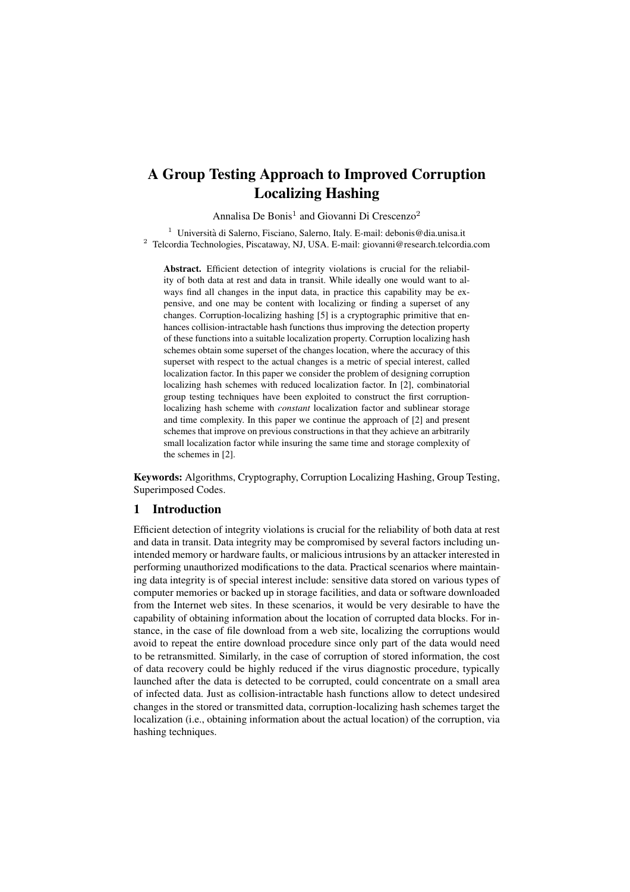# A Group Testing Approach to Improved Corruption Localizing Hashing

Annalisa De Bonis[1] and Giovanni Di Crescenzo[2]

[1] Università di Salerno, Fisciano, Salerno, Italy. E-mail: debonis@dia.unisa.it
[2] Telcordia Technologies, Piscataway, NJ, USA. E-mail: giovanni@research.telcordia.com

**Abstract.** Efficient detection of integrity violations is crucial for the reliability of both data at rest and data in transit. While ideally one would want to always find all changes in the input data, in practice this capability may be expensive, and one may be content with localizing or finding a superset of any changes. Corruption-localizing hashing [5] is a cryptographic primitive that enhances collision-intractable hash functions thus improving the detection property of these functions into a suitable localization property. Corruption localizing hash schemes obtain some superset of the changes location, where the accuracy of this superset with respect to the actual changes is a metric of special interest, called localization factor. In this paper we consider the problem of designing corruption localizing hash schemes with reduced localization factor. In [2], combinatorial group testing techniques have been exploited to construct the first corruption-localizing hash scheme with *constant* localization factor and sublinear storage and time complexity. In this paper we continue the approach of [2] and present schemes that improve on previous constructions in that they achieve an arbitrarily small localization factor while insuring the same time and storage complexity of the schemes in [2].

**Keywords:** Algorithms, Cryptography, Corruption Localizing Hashing, Group Testing, Superimposed Codes.

## 1 Introduction

Efficient detection of integrity violations is crucial for the reliability of both data at rest and data in transit. Data integrity may be compromised by several factors including unintended memory or hardware faults, or malicious intrusions by an attacker interested in performing unauthorized modifications to the data. Practical scenarios where maintaining data integrity is of special interest include: sensitive data stored on various types of computer memories or backed up in storage facilities, and data or software downloaded from the Internet web sites. In these scenarios, it would be very desirable to have the capability of obtaining information about the location of corrupted data blocks. For instance, in the case of file download from a web site, localizing the corruptions would avoid to repeat the entire download procedure since only part of the data would need to be retransmitted. Similarly, in the case of corruption of stored information, the cost of data recovery could be highly reduced if the virus diagnostic procedure, typically launched after the data is detected to be corrupted, could concentrate on a small area of infected data. Just as collision-intractable hash functions allow to detect undesired changes in the stored or transmitted data, corruption-localizing hash schemes target the localization (i.e., obtaining information about the actual location) of the corruption, via hashing techniques.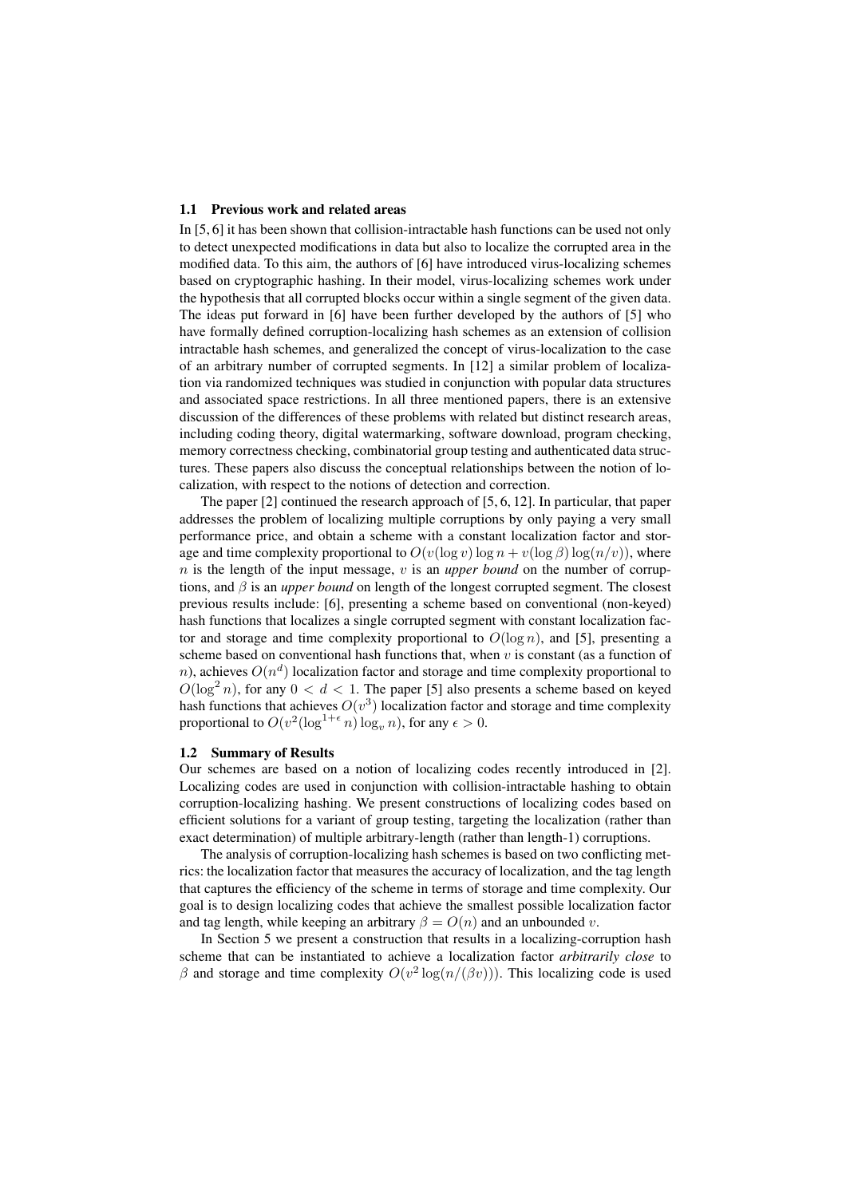### 1.1 Previous work and related areas

In [5, 6] it has been shown that collision-intractable hash functions can be used not only to detect unexpected modifications in data but also to localize the corrupted area in the modified data. To this aim, the authors of [6] have introduced virus-localizing schemes based on cryptographic hashing. In their model, virus-localizing schemes work under the hypothesis that all corrupted blocks occur within a single segment of the given data. The ideas put forward in [6] have been further developed by the authors of [5] who have formally defined corruption-localizing hash schemes as an extension of collision intractable hash schemes, and generalized the concept of virus-localization to the case of an arbitrary number of corrupted segments. In [12] a similar problem of localization via randomized techniques was studied in conjunction with popular data structures and associated space restrictions. In all three mentioned papers, there is an extensive discussion of the differences of these problems with related but distinct research areas, including coding theory, digital watermarking, software download, program checking, memory correctness checking, combinatorial group testing and authenticated data structures. These papers also discuss the conceptual relationships between the notion of localization, with respect to the notions of detection and correction.

The paper [2] continued the research approach of [5, 6, 12]. In particular, that paper addresses the problem of localizing multiple corruptions by only paying a very small performance price, and obtain a scheme with a constant localization factor and storage and time complexity proportional to $O(v(\log v)\log n + v(\log \beta)\log(n/v))$, where $n$ is the length of the input message, $v$ is an *upper bound* on the number of corruptions, and $\beta$ is an *upper bound* on length of the longest corrupted segment. The closest previous results include: [6], presenting a scheme based on conventional (non-keyed) hash functions that localizes a single corrupted segment with constant localization factor and storage and time complexity proportional to $O(\log n)$, and [5], presenting a scheme based on conventional hash functions that, when $v$ is constant (as a function of $n$), achieves $O(n^d)$ localization factor and storage and time complexity proportional to $O(\log^2 n)$, for any $0 < d < 1$. The paper [5] also presents a scheme based on keyed hash functions that achieves $O(v^3)$ localization factor and storage and time complexity proportional to $O(v^2(\log^{1+\epsilon} n)\log_v n)$, for any $\epsilon > 0$.

### 1.2 Summary of Results

Our schemes are based on a notion of localizing codes recently introduced in [2]. Localizing codes are used in conjunction with collision-intractable hashing to obtain corruption-localizing hashing. We present constructions of localizing codes based on efficient solutions for a variant of group testing, targeting the localization (rather than exact determination) of multiple arbitrary-length (rather than length-1) corruptions.

The analysis of corruption-localizing hash schemes is based on two conflicting metrics: the localization factor that measures the accuracy of localization, and the tag length that captures the efficiency of the scheme in terms of storage and time complexity. Our goal is to design localizing codes that achieve the smallest possible localization factor and tag length, while keeping an arbitrary $\beta = O(n)$ and an unbounded $v$.

In Section 5 we present a construction that results in a localizing-corruption hash scheme that can be instantiated to achieve a localization factor *arbitrarily close* to $\beta$ and storage and time complexity $O(v^2 \log(n/(\beta v)))$. This localizing code is used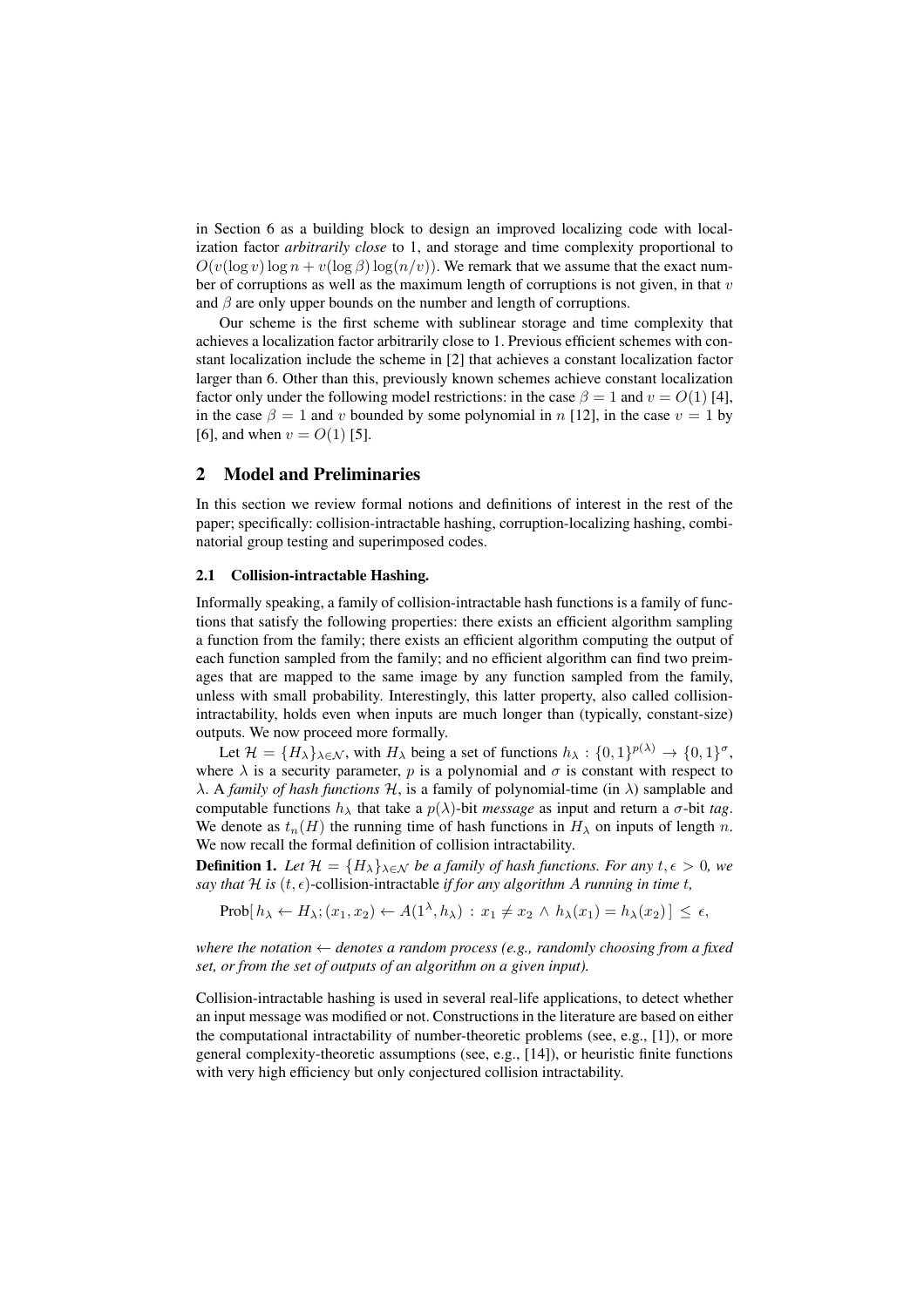in Section 6 as a building block to design an improved localizing code with localization factor *arbitrarily close* to 1, and storage and time complexity proportional to $O(v(\log v)\log n + v(\log \beta)\log(n/v))$. We remark that we assume that the exact number of corruptions as well as the maximum length of corruptions is not given, in that $v$ and $\beta$ are only upper bounds on the number and length of corruptions.

Our scheme is the first scheme with sublinear storage and time complexity that achieves a localization factor arbitrarily close to 1. Previous efficient schemes with constant localization include the scheme in [2] that achieves a constant localization factor larger than 6. Other than this, previously known schemes achieve constant localization factor only under the following model restrictions: in the case $\beta = 1$ and $v = O(1)$ [4], in the case $\beta = 1$ and $v$ bounded by some polynomial in $n$ [12], in the case $v = 1$ by [6], and when $v = O(1)$ [5].

## 2 Model and Preliminaries

In this section we review formal notions and definitions of interest in the rest of the paper; specifically: collision-intractable hashing, corruption-localizing hashing, combinatorial group testing and superimposed codes.

### 2.1 Collision-intractable Hashing.

Informally speaking, a family of collision-intractable hash functions is a family of functions that satisfy the following properties: there exists an efficient algorithm sampling a function from the family; there exists an efficient algorithm computing the output of each function sampled from the family; and no efficient algorithm can find two preimages that are mapped to the same image by any function sampled from the family, unless with small probability. Interestingly, this latter property, also called collision-intractability, holds even when inputs are much longer than (typically, constant-size) outputs. We now proceed more formally.

Let $\mathcal{H} = \{H_\lambda\}_{\lambda \in \mathcal{N}}$, with $H_\lambda$ being a set of functions $h_\lambda : \{0,1\}^{p(\lambda)} \rightarrow \{0,1\}^\sigma$, where $\lambda$ is a security parameter, $p$ is a polynomial and $\sigma$ is constant with respect to $\lambda$. A *family of hash functions* $\mathcal{H}$, is a family of polynomial-time (in $\lambda$) samplable and computable functions $h_\lambda$ that take a $p(\lambda)$-bit *message* as input and return a $\sigma$-bit *tag*. We denote as $t_n(H)$ the running time of hash functions in $H_\lambda$ on inputs of length $n$. We now recall the formal definition of collision intractability.

**Definition 1.** *Let $\mathcal{H} = \{H_\lambda\}_{\lambda \in \mathcal{N}}$ be a family of hash functions. For any $t, \epsilon > 0$, we say that $\mathcal{H}$ is $(t, \epsilon)$-*collision-intractable *if for any algorithm $A$ running in time $t$,*

$$\text{Prob}[\, h_\lambda \leftarrow H_\lambda; (x_1, x_2) \leftarrow A(1^\lambda, h_\lambda) : x_1 \neq x_2 \wedge h_\lambda(x_1) = h_\lambda(x_2)\,] \leq \epsilon,$$

*where the notation $\leftarrow$ denotes a random process (e.g., randomly choosing from a fixed set, or from the set of outputs of an algorithm on a given input).*

Collision-intractable hashing is used in several real-life applications, to detect whether an input message was modified or not. Constructions in the literature are based on either the computational intractability of number-theoretic problems (see, e.g., [1]), or more general complexity-theoretic assumptions (see, e.g., [14]), or heuristic finite functions with very high efficiency but only conjectured collision intractability.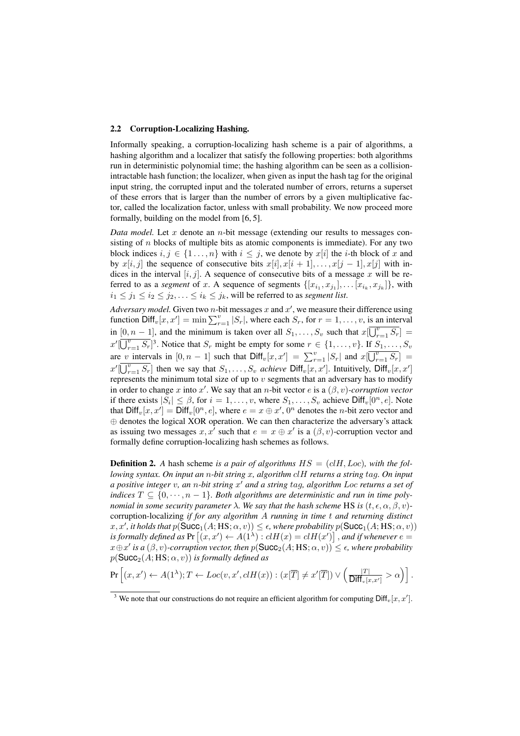### 2.2 Corruption-Localizing Hashing.

Informally speaking, a corruption-localizing hash scheme is a pair of algorithms, a hashing algorithm and a localizer that satisfy the following properties: both algorithms run in deterministic polynomial time; the hashing algorithm can be seen as a collision-intractable hash function; the localizer, when given as input the hash tag for the original input string, the corrupted input and the tolerated number of errors, returns a superset of these errors that is larger than the number of errors by a given multiplicative factor, called the localization factor, unless with small probability. We now proceed more formally, building on the model from [6, 5].

*Data model.* Let $x$ denote an $n$-bit message (extending our results to messages consisting of $n$ blocks of multiple bits as atomic components is immediate). For any two block indices $i, j \in \{1 \ldots, n\}$ with $i \leq j$, we denote by $x[i]$ the $i$-th block of $x$ and by $x[i, j]$ the sequence of consecutive bits $x[i], x[i+1], \ldots, x[j-1], x[j]$ with indices in the interval $[i, j]$. A sequence of consecutive bits of a message $x$ will be referred to as a *segment* of $x$. A sequence of segments $\{[x_{i_1}, x_{j_1}], \ldots [x_{i_k}, x_{j_k}]\}$, with $i_1 \leq j_1 \leq i_2 \leq j_2, \ldots \leq i_k \leq j_k$, will be referred to as *segment list*.

*Adversary model.* Given two $n$-bit messages $x$ and $x'$, we measure their difference using function $\mathsf{Diff}_v[x, x'] = \min \sum_{r=1}^{v} |S_r|$, where each $S_r$, for $r = 1, \ldots, v$, is an interval in $[0, n-1]$, and the minimum is taken over all $S_1, \ldots, S_v$ such that $x[\overline{\bigcup_{r=1}^{v} S_r}] = x'[\overline{\bigcup_{r=1}^{v} S_r}]$[3]. Notice that $S_r$ might be empty for some $r \in \{1, \ldots, v\}$. If $S_1, \ldots, S_v$ are $v$ intervals in $[0, n-1]$ such that $\mathsf{Diff}_v[x, x'] = \sum_{r=1}^{v} |S_r|$ and $x[\overline{\bigcup_{r=1}^{v} S_r}] = x'[\overline{\bigcup_{r=1}^{v} S_r}]$ then we say that $S_1, \ldots, S_v$ *achieve* $\mathsf{Diff}_v[x, x']$. Intuitively, $\mathsf{Diff}_v[x, x']$ represents the minimum total size of up to $v$ segments that an adversary has to modify in order to change $x$ into $x'$. We say that an $n$-bit vector $e$ is a $(\beta, v)$*-corruption vector* if there exists $|S_i| \leq \beta$, for $i = 1, \ldots, v$, where $S_1, \ldots, S_v$ achieve $\mathsf{Diff}_v[0^n, e]$. Note that $\mathsf{Diff}_v[x, x'] = \mathsf{Diff}_v[0^n, e]$, where $e = x \oplus x'$, $0^n$ denotes the $n$-bit zero vector and $\oplus$ denotes the logical XOR operation. We can then characterize the adversary's attack as issuing two messages $x, x'$ such that $e = x \oplus x'$ is a $(\beta, v)$-corruption vector and formally define corruption-localizing hash schemes as follows.

**Definition 2.** *A hash scheme is a pair of algorithms $HS = (clH, Loc)$, with the following syntax. On input an $n$-bit string $x$, algorithm $clH$ returns a string $tag$. On input a positive integer $v$, an $n$-bit string $x'$ and a string $tag$, algorithm $Loc$ returns a set of indices $T \subseteq \{0, \cdots, n-1\}$. Both algorithms are deterministic and run in time polynomial in some security parameter $\lambda$. We say that the hash scheme* HS *is $(t, \epsilon, \alpha, \beta, v)$-*corruption-localizing *if for any algorithm $A$ running in time $t$ and returning distinct $x, x'$, it holds that $p(\mathsf{Succ}_1(A; \mathrm{HS}; \alpha, v)) \leq \epsilon$, where probability $p(\mathsf{Succ}_1(A; \mathrm{HS}; \alpha, v))$ is formally defined as $\Pr\left[(x, x') \leftarrow A(1^\lambda) : clH(x) = clH(x')\right]$, and if whenever $e = x \oplus x'$ is a $(\beta, v)$-corruption vector, then $p(\mathsf{Succ}_2(A; \mathrm{HS}; \alpha, v)) \leq \epsilon$, where probability $p(\mathsf{Succ}_2(A; \mathrm{HS}; \alpha, v))$ is formally defined as*

$$\Pr\left[(x, x') \leftarrow A(1^\lambda); T \leftarrow Loc(v, x', clH(x)) : (x[\overline{T}] \neq x'[\overline{T}]) \vee \left(\frac{|T|}{\mathsf{Diff}_v[x, x']} > \alpha\right)\right].$$

[3] We note that our constructions do not require an efficient algorithm for computing $\mathsf{Diff}_v[x, x']$.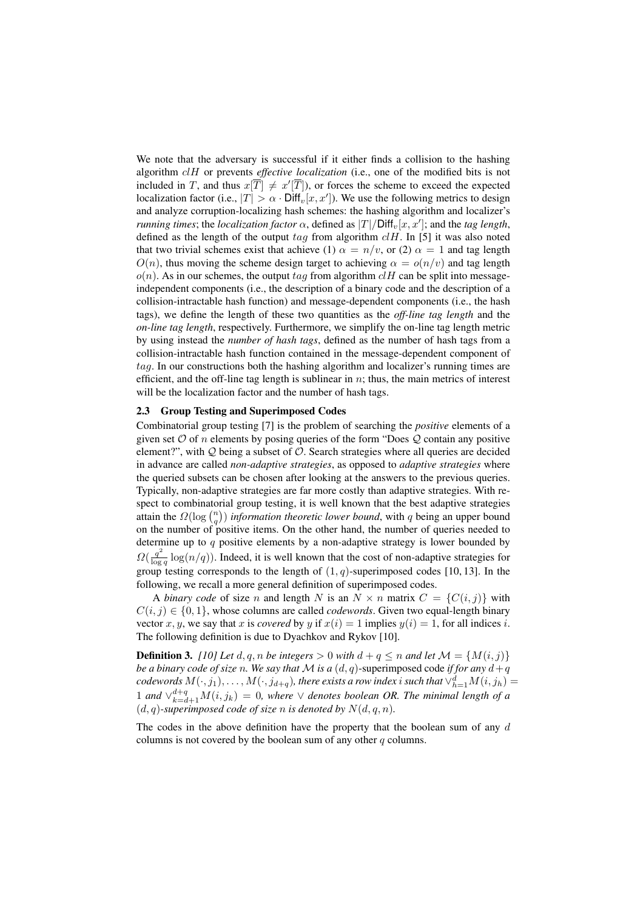We note that the adversary is successful if it either finds a collision to the hashing algorithm $clH$ or prevents *effective localization* (i.e., one of the modified bits is not included in $T$, and thus $x[\overline{T}] \neq x'[\overline{T}]$), or forces the scheme to exceed the expected localization factor (i.e., $|T| > \alpha \cdot \mathsf{Diff}_v[x, x']$). We use the following metrics to design and analyze corruption-localizing hash schemes: the hashing algorithm and localizer's *running times*; the *localization factor* $\alpha$, defined as $|T|/\mathsf{Diff}_v[x, x']$; and the *tag length*, defined as the length of the output $tag$ from algorithm $clH$. In [5] it was also noted that two trivial schemes exist that achieve (1) $\alpha = n/v$, or (2) $\alpha = 1$ and tag length $O(n)$, thus moving the scheme design target to achieving $\alpha = o(n/v)$ and tag length $o(n)$. As in our schemes, the output $tag$ from algorithm $clH$ can be split into message-independent components (i.e., the description of a binary code and the description of a collision-intractable hash function) and message-dependent components (i.e., the hash tags), we define the length of these two quantities as the *off-line tag length* and the *on-line tag length*, respectively. Furthermore, we simplify the on-line tag length metric by using instead the *number of hash tags*, defined as the number of hash tags from a collision-intractable hash function contained in the message-dependent component of $tag$. In our constructions both the hashing algorithm and localizer's running times are efficient, and the off-line tag length is sublinear in $n$; thus, the main metrics of interest will be the localization factor and the number of hash tags.

### 2.3 Group Testing and Superimposed Codes

Combinatorial group testing [7] is the problem of searching the *positive* elements of a given set $\mathcal{O}$ of $n$ elements by posing queries of the form "Does $\mathcal{Q}$ contain any positive element?", with $\mathcal{Q}$ being a subset of $\mathcal{O}$. Search strategies where all queries are decided in advance are called *non-adaptive strategies*, as opposed to *adaptive strategies* where the queried subsets can be chosen after looking at the answers to the previous queries. Typically, non-adaptive strategies are far more costly than adaptive strategies. With respect to combinatorial group testing, it is well known that the best adaptive strategies attain the $\Omega(\log \binom{n}{q})$ *information theoretic lower bound*, with $q$ being an upper bound on the number of positive items. On the other hand, the number of queries needed to determine up to $q$ positive elements by a non-adaptive strategy is lower bounded by $\Omega(\frac{q^2}{\log q} \log(n/q))$. Indeed, it is well known that the cost of non-adaptive strategies for group testing corresponds to the length of $(1, q)$-superimposed codes [10, 13]. In the following, we recall a more general definition of superimposed codes.

A *binary code* of size $n$ and length $N$ is an $N \times n$ matrix $C = \{C(i, j)\}$ with $C(i, j) \in \{0, 1\}$, whose columns are called *codewords*. Given two equal-length binary vector $x, y$, we say that $x$ is *covered* by $y$ if $x(i) = 1$ implies $y(i) = 1$, for all indices $i$. The following definition is due to Dyachkov and Rykov [10].

**Definition 3.** *[10] Let $d, q, n$ be integers $> 0$ with $d + q \leq n$ and let $\mathcal{M} = \{M(i, j)\}$ be a binary code of size $n$. We say that $\mathcal{M}$ is a $(d, q)$-*superimposed code *if for any $d+q$ codewords $M(\cdot, j_1), \ldots, M(\cdot, j_{d+q})$, there exists a row index $i$ such that $\vee_{h=1}^{d} M(i, j_h) = 1$ and $\vee_{k=d+1}^{d+q} M(i, j_k) = 0$, where $\vee$ denotes boolean OR. The minimal length of a $(d, q)$-superimposed code of size $n$ is denoted by $N(d, q, n)$.*

The codes in the above definition have the property that the boolean sum of any $d$ columns is not covered by the boolean sum of any other $q$ columns.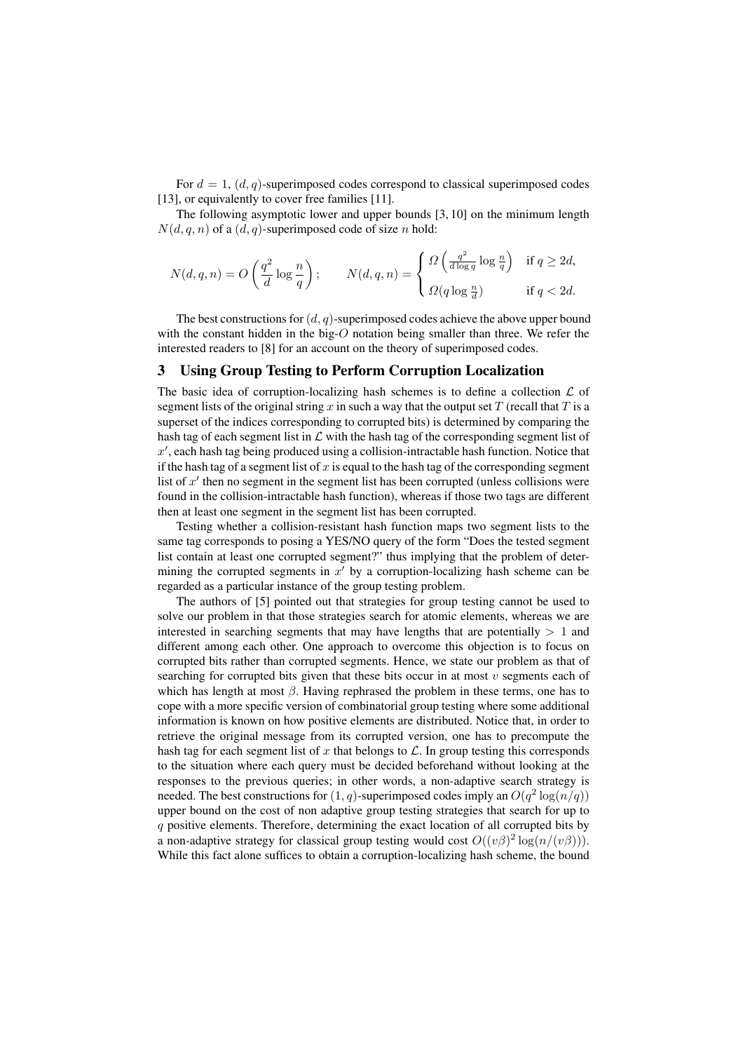For $d = 1$, $(d, q)$-superimposed codes correspond to classical superimposed codes [13], or equivalently to cover free families [11].

The following asymptotic lower and upper bounds [3, 10] on the minimum length $N(d, q, n)$ of a $(d, q)$-superimposed code of size $n$ hold:

$$N(d, q, n) = O\left(\frac{q^2}{d}\log\frac{n}{q}\right); \qquad N(d, q, n) = \begin{cases} \Omega\left(\frac{q^2}{d\log q}\log\frac{n}{q}\right) & \text{if } q \geq 2d, \\ \Omega(q\log\frac{n}{d}) & \text{if } q < 2d. \end{cases}$$

The best constructions for $(d, q)$-superimposed codes achieve the above upper bound with the constant hidden in the big-$O$ notation being smaller than three. We refer the interested readers to [8] for an account on the theory of superimposed codes.

## 3 Using Group Testing to Perform Corruption Localization

The basic idea of corruption-localizing hash schemes is to define a collection $\mathcal{L}$ of segment lists of the original string $x$ in such a way that the output set $T$ (recall that $T$ is a superset of the indices corresponding to corrupted bits) is determined by comparing the hash tag of each segment list in $\mathcal{L}$ with the hash tag of the corresponding segment list of $x'$, each hash tag being produced using a collision-intractable hash function. Notice that if the hash tag of a segment list of $x$ is equal to the hash tag of the corresponding segment list of $x'$ then no segment in the segment list has been corrupted (unless collisions were found in the collision-intractable hash function), whereas if those two tags are different then at least one segment in the segment list has been corrupted.

Testing whether a collision-resistant hash function maps two segment lists to the same tag corresponds to posing a YES/NO query of the form "Does the tested segment list contain at least one corrupted segment?" thus implying that the problem of determining the corrupted segments in $x'$ by a corruption-localizing hash scheme can be regarded as a particular instance of the group testing problem.

The authors of [5] pointed out that strategies for group testing cannot be used to solve our problem in that those strategies search for atomic elements, whereas we are interested in searching segments that may have lengths that are potentially $> 1$ and different among each other. One approach to overcome this objection is to focus on corrupted bits rather than corrupted segments. Hence, we state our problem as that of searching for corrupted bits given that these bits occur in at most $v$ segments each of which has length at most $\beta$. Having rephrased the problem in these terms, one has to cope with a more specific version of combinatorial group testing where some additional information is known on how positive elements are distributed. Notice that, in order to retrieve the original message from its corrupted version, one has to precompute the hash tag for each segment list of $x$ that belongs to $\mathcal{L}$. In group testing this corresponds to the situation where each query must be decided beforehand without looking at the responses to the previous queries; in other words, a non-adaptive search strategy is needed. The best constructions for $(1, q)$-superimposed codes imply an $O(q^2\log(n/q))$ upper bound on the cost of non adaptive group testing strategies that search for up to $q$ positive elements. Therefore, determining the exact location of all corrupted bits by a non-adaptive strategy for classical group testing would cost $O((v\beta)^2\log(n/(v\beta)))$. While this fact alone suffices to obtain a corruption-localizing hash scheme, the bound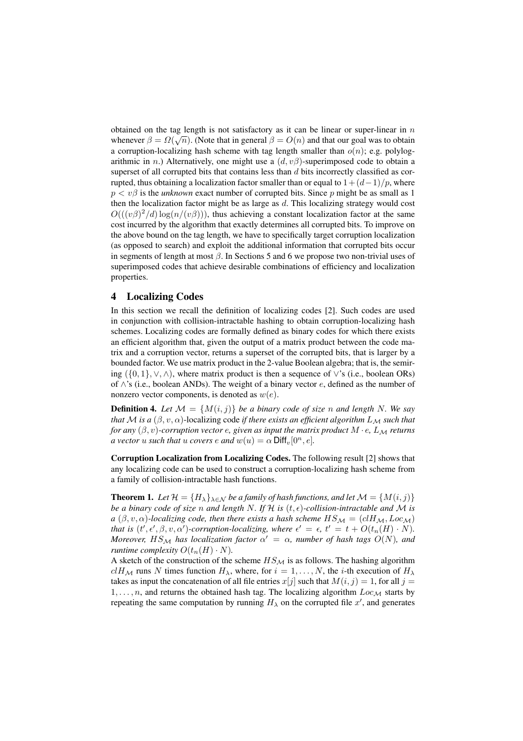obtained on the tag length is not satisfactory as it can be linear or super-linear in $n$ whenever $\beta = \Omega(\sqrt{n})$. (Note that in general $\beta = O(n)$ and that our goal was to obtain a corruption-localizing hash scheme with tag length smaller than $o(n)$; e.g. polylogarithmic in $n$.) Alternatively, one might use a $(d, v\beta)$-superimposed code to obtain a superset of all corrupted bits that contains less than $d$ bits incorrectly classified as corrupted, thus obtaining a localization factor smaller than or equal to $1+(d-1)/p$, where $p < v\beta$ is the *unknown* exact number of corrupted bits. Since $p$ might be as small as 1 then the localization factor might be as large as $d$. This localizing strategy would cost $O(((v\beta)^2/d)\log(n/(v\beta)))$, thus achieving a constant localization factor at the same cost incurred by the algorithm that exactly determines all corrupted bits. To improve on the above bound on the tag length, we have to specifically target corruption localization (as opposed to search) and exploit the additional information that corrupted bits occur in segments of length at most $\beta$. In Sections 5 and 6 we propose two non-trivial uses of superimposed codes that achieve desirable combinations of efficiency and localization properties.

## 4 Localizing Codes

In this section we recall the definition of localizing codes [2]. Such codes are used in conjunction with collision-intractable hashing to obtain corruption-localizing hash schemes. Localizing codes are formally defined as binary codes for which there exists an efficient algorithm that, given the output of a matrix product between the code matrix and a corruption vector, returns a superset of the corrupted bits, that is larger by a bounded factor. We use matrix product in the 2-value Boolean algebra; that is, the semiring $(\{0,1\}, \vee, \wedge)$, where matrix product is then a sequence of $\vee$'s (i.e., boolean ORs) of $\wedge$'s (i.e., boolean ANDs). The weight of a binary vector $e$, defined as the number of nonzero vector components, is denoted as $w(e)$.

**Definition 4.** *Let $\mathcal{M} = \{M(i,j)\}$ be a binary code of size $n$ and length $N$. We say that $\mathcal{M}$ is a $(\beta, v, \alpha)$*-localizing code *if there exists an efficient algorithm $L_{\mathcal{M}}$ such that for any $(\beta, v)$-corruption vector $e$, given as input the matrix product $M \cdot e$, $L_{\mathcal{M}}$ returns a vector $u$ such that $u$ covers $e$ and $w(u) = \alpha\, \mathsf{Diff}_v[0^n, e]$.*

**Corruption Localization from Localizing Codes.** The following result [2] shows that any localizing code can be used to construct a corruption-localizing hash scheme from a family of collision-intractable hash functions.

**Theorem 1.** *Let $\mathcal{H} = \{H_\lambda\}_{\lambda \in \mathcal{N}}$ be a family of hash functions, and let $\mathcal{M} = \{M(i,j)\}$ be a binary code of size $n$ and length $N$. If $\mathcal{H}$ is $(t, \epsilon)$-collision-intractable and $\mathcal{M}$ is a $(\beta, v, \alpha)$-localizing code, then there exists a hash scheme $HS_{\mathcal{M}} = (clH_{\mathcal{M}}, Loc_{\mathcal{M}})$ that is $(t', \epsilon', \beta, v, \alpha')$-corruption-localizing, where $\epsilon' = \epsilon$, $t' = t + O(t_n(H) \cdot N)$. Moreover, $HS_{\mathcal{M}}$ has localization factor $\alpha' = \alpha$, number of hash tags $O(N)$, and runtime complexity $O(t_n(H) \cdot N)$.*

A sketch of the construction of the scheme $HS_{\mathcal{M}}$ is as follows. The hashing algorithm $clH_{\mathcal{M}}$ runs $N$ times function $H_\lambda$, where, for $i = 1, \ldots, N$, the $i$-th execution of $H_\lambda$ takes as input the concatenation of all file entries $x[j]$ such that $M(i,j) = 1$, for all $j = 1, \ldots, n$, and returns the obtained hash tag. The localizing algorithm $Loc_{\mathcal{M}}$ starts by repeating the same computation by running $H_\lambda$ on the corrupted file $x'$, and generates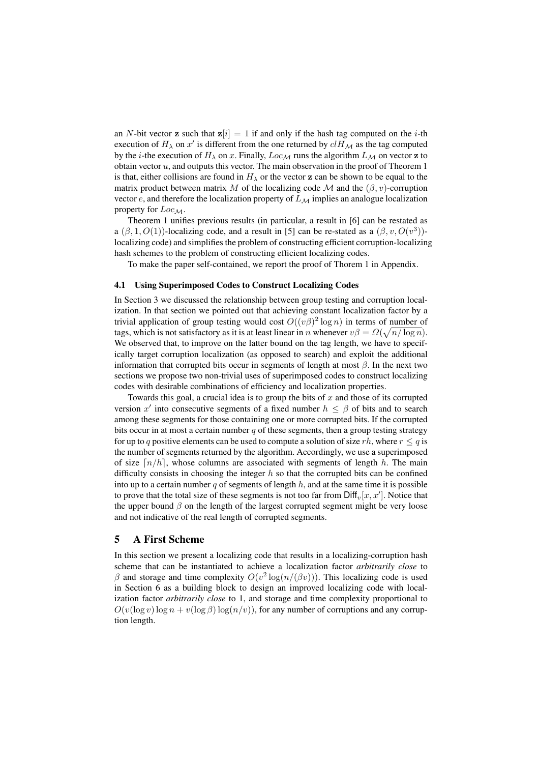an $N$-bit vector $\mathbf{z}$ such that $\mathbf{z}[i] = 1$ if and only if the hash tag computed on the $i$-th execution of $H_\lambda$ on $x'$ is different from the one returned by $clH_\mathcal{M}$ as the tag computed by the $i$-the execution of $H_\lambda$ on $x$. Finally, $Loc_\mathcal{M}$ runs the algorithm $L_\mathcal{M}$ on vector $\mathbf{z}$ to obtain vector $u$, and outputs this vector. The main observation in the proof of Theorem 1 is that, either collisions are found in $H_\lambda$ or the vector $\mathbf{z}$ can be shown to be equal to the matrix product between matrix $M$ of the localizing code $\mathcal{M}$ and the $(\beta, v)$-corruption vector $e$, and therefore the localization property of $L_\mathcal{M}$ implies an analogue localization property for $Loc_\mathcal{M}$.

Theorem 1 unifies previous results (in particular, a result in [6] can be restated as a $(\beta, 1, O(1))$-localizing code, and a result in [5] can be re-stated as a $(\beta, v, O(v^3))$-localizing code) and simplifies the problem of constructing efficient corruption-localizing hash schemes to the problem of constructing efficient localizing codes.

To make the paper self-contained, we report the proof of Thorem 1 in Appendix.

### 4.1 Using Superimposed Codes to Construct Localizing Codes

In Section 3 we discussed the relationship between group testing and corruption localization. In that section we pointed out that achieving constant localization factor by a trivial application of group testing would cost $O((v\beta)^2 \log n)$ in terms of number of tags, which is not satisfactory as it is at least linear in $n$ whenever $v\beta = \Omega(\sqrt{n/\log n})$. We observed that, to improve on the latter bound on the tag length, we have to specifically target corruption localization (as opposed to search) and exploit the additional information that corrupted bits occur in segments of length at most $\beta$. In the next two sections we propose two non-trivial uses of superimposed codes to construct localizing codes with desirable combinations of efficiency and localization properties.

Towards this goal, a crucial idea is to group the bits of $x$ and those of its corrupted version $x'$ into consecutive segments of a fixed number $h \leq \beta$ of bits and to search among these segments for those containing one or more corrupted bits. If the corrupted bits occur in at most a certain number $q$ of these segments, then a group testing strategy for up to $q$ positive elements can be used to compute a solution of size $rh$, where $r \leq q$ is the number of segments returned by the algorithm. Accordingly, we use a superimposed of size $\lceil n/h \rceil$, whose columns are associated with segments of length $h$. The main difficulty consists in choosing the integer $h$ so that the corrupted bits can be confined into up to a certain number $q$ of segments of length $h$, and at the same time it is possible to prove that the total size of these segments is not too far from $\mathsf{Diff}_v[x, x']$. Notice that the upper bound $\beta$ on the length of the largest corrupted segment might be very loose and not indicative of the real length of corrupted segments.

## 5 A First Scheme

In this section we present a localizing code that results in a localizing-corruption hash scheme that can be instantiated to achieve a localization factor *arbitrarily close* to $\beta$ and storage and time complexity $O(v^2 \log(n/(\beta v)))$. This localizing code is used in Section 6 as a building block to design an improved localizing code with localization factor *arbitrarily close* to 1, and storage and time complexity proportional to $O(v(\log v) \log n + v(\log \beta) \log(n/v))$, for any number of corruptions and any corruption length.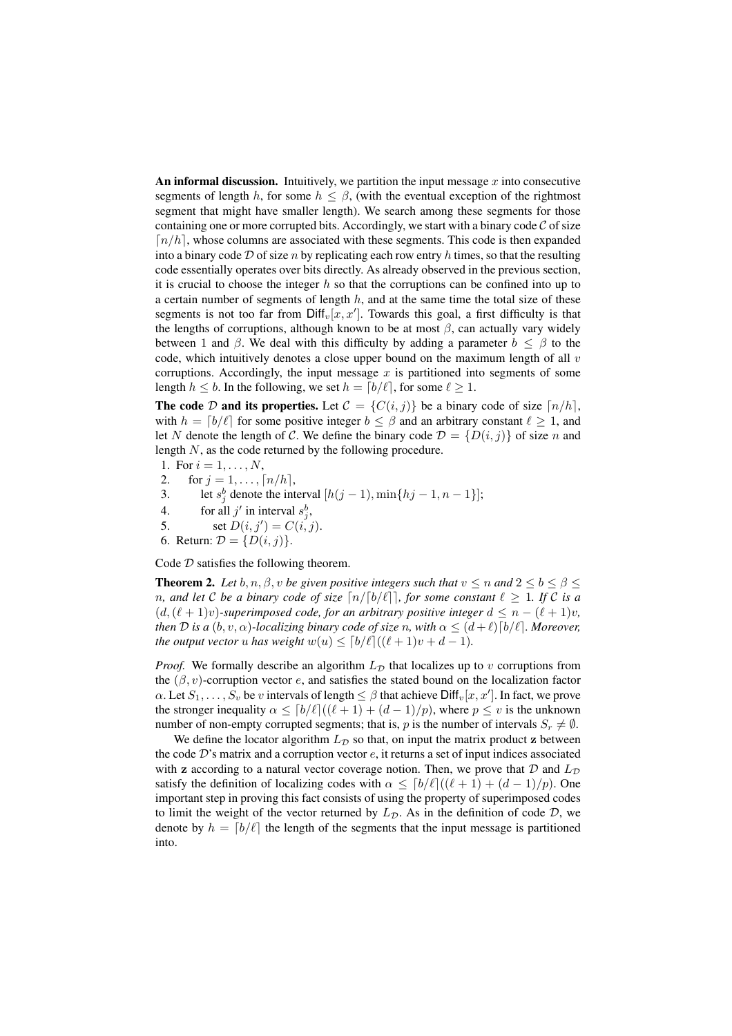**An informal discussion.** Intuitively, we partition the input message $x$ into consecutive segments of length $h$, for some $h \leq \beta$, (with the eventual exception of the rightmost segment that might have smaller length). We search among these segments for those containing one or more corrupted bits. Accordingly, we start with a binary code $\mathcal{C}$ of size $\lceil n/h \rceil$, whose columns are associated with these segments. This code is then expanded into a binary code $\mathcal{D}$ of size $n$ by replicating each row entry $h$ times, so that the resulting code essentially operates over bits directly. As already observed in the previous section, it is crucial to choose the integer $h$ so that the corruptions can be confined into up to a certain number of segments of length $h$, and at the same time the total size of these segments is not too far from $\mathsf{Diff}_v[x, x']$. Towards this goal, a first difficulty is that the lengths of corruptions, although known to be at most $\beta$, can actually vary widely between 1 and $\beta$. We deal with this difficulty by adding a parameter $b \leq \beta$ to the code, which intuitively denotes a close upper bound on the maximum length of all $v$ corruptions. Accordingly, the input message $x$ is partitioned into segments of some length $h \leq b$. In the following, we set $h = \lceil b/\ell \rceil$, for some $\ell \geq 1$.

**The code $\mathcal{D}$ and its properties.** Let $\mathcal{C} = \{C(i,j)\}$ be a binary code of size $\lceil n/h \rceil$, with $h = \lceil b/\ell \rceil$ for some positive integer $b \leq \beta$ and an arbitrary constant $\ell \geq 1$, and let $N$ denote the length of $\mathcal{C}$. We define the binary code $\mathcal{D} = \{D(i,j)\}$ of size $n$ and length $N$, as the code returned by the following procedure.

1. For $i = 1, \ldots, N$,
2. for $j = 1, \ldots, \lceil n/h \rceil$,
3. let $s_j^b$ denote the interval $[h(j-1), \min\{hj - 1, n-1\}]$;
4. for all $j'$ in interval $s_j^b$,
5. set $D(i,j') = C(i,j)$.
6. Return: $\mathcal{D} = \{D(i,j)\}$.

Code $\mathcal{D}$ satisfies the following theorem.

**Theorem 2.** *Let $b, n, \beta, v$ be given positive integers such that $v \leq n$ and $2 \leq b \leq \beta \leq n$, and let $\mathcal{C}$ be a binary code of size $\lceil n/\lceil b/\ell \rceil \rceil$, for some constant $\ell \geq 1$. If $\mathcal{C}$ is a $(d, (\ell+1)v)$-superimposed code, for an arbitrary positive integer $d \leq n - (\ell+1)v$, then $\mathcal{D}$ is a $(b, v, \alpha)$-localizing binary code of size $n$, with $\alpha \leq (d+\ell)\lceil b/\ell \rceil$. Moreover, the output vector $u$ has weight $w(u) \leq \lceil b/\ell \rceil((\ell+1)v + d - 1)$.*

*Proof.* We formally describe an algorithm $L_{\mathcal{D}}$ that localizes up to $v$ corruptions from the $(\beta, v)$-corruption vector $e$, and satisfies the stated bound on the localization factor $\alpha$. Let $S_1, \ldots, S_v$ be $v$ intervals of length $\leq \beta$ that achieve $\mathsf{Diff}_v[x, x']$. In fact, we prove the stronger inequality $\alpha \leq \lceil b/\ell \rceil((\ell+1) + (d-1)/p)$, where $p \leq v$ is the unknown number of non-empty corrupted segments; that is, $p$ is the number of intervals $S_r \neq \emptyset$.

We define the locator algorithm $L_{\mathcal{D}}$ so that, on input the matrix product $\mathbf{z}$ between the code $\mathcal{D}$'s matrix and a corruption vector $e$, it returns a set of input indices associated with $\mathbf{z}$ according to a natural vector coverage notion. Then, we prove that $\mathcal{D}$ and $L_{\mathcal{D}}$ satisfy the definition of localizing codes with $\alpha \leq \lceil b/\ell \rceil((\ell+1) + (d-1)/p)$. One important step in proving this fact consists of using the property of superimposed codes to limit the weight of the vector returned by $L_{\mathcal{D}}$. As in the definition of code $\mathcal{D}$, we denote by $h = \lceil b/\ell \rceil$ the length of the segments that the input message is partitioned into.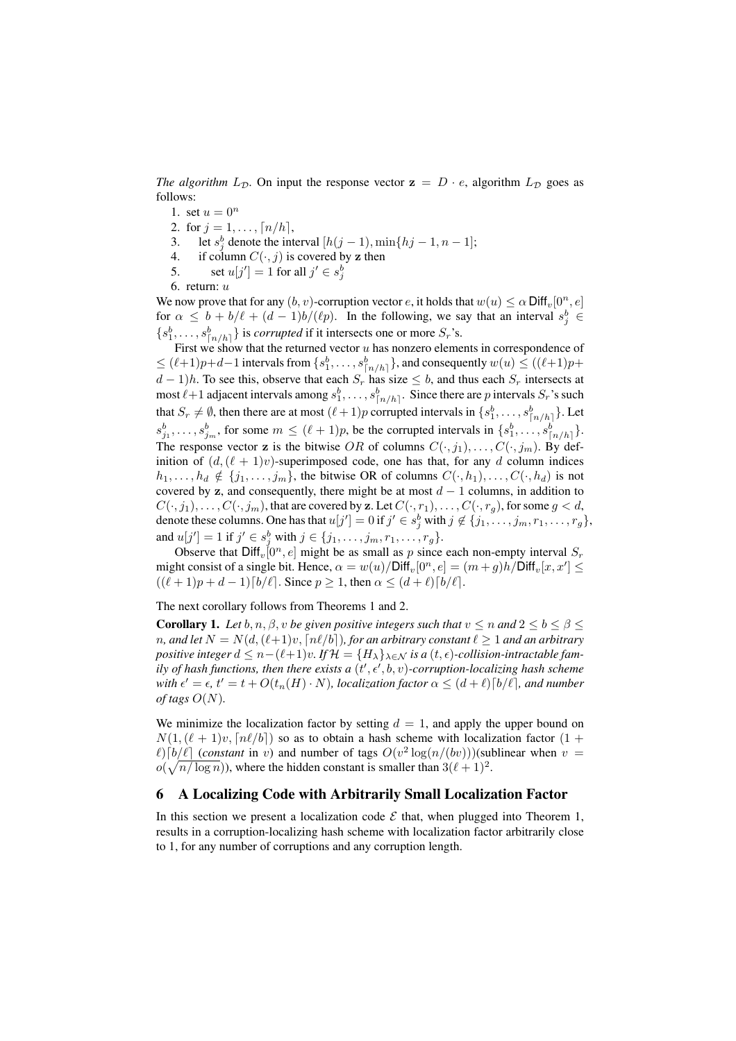*The algorithm $L_{\mathcal{D}}$.* On input the response vector $\mathbf{z} = D \cdot e$, algorithm $L_{\mathcal{D}}$ goes as follows:

1. set $u = 0^n$
2. for $j = 1, \ldots, \lceil n/h \rceil$,
3. let $s^b_j$ denote the interval $[h(j-1), \min\{hj-1, n-1]$;
4. if column $C(\cdot, j)$ is covered by $\mathbf{z}$ then
5. set $u[j'] = 1$ for all $j' \in s^b_j$
6. return: $u$

We now prove that for any $(b, v)$-corruption vector $e$, it holds that $w(u) \leq \alpha\, \mathsf{Diff}_v[0^n, e]$ for $\alpha \leq b + b/\ell + (d-1)b/(\ell p)$. In the following, we say that an interval $s^b_j \in \{s^b_1, \ldots, s^b_{\lceil n/h \rceil}\}$ is *corrupted* if it intersects one or more $S_r$'s.

First we show that the returned vector $u$ has nonzero elements in correspondence of $\leq (\ell+1)p+d-1$ intervals from $\{s^b_1, \ldots, s^b_{\lceil n/h \rceil}\}$, and consequently $w(u) \leq ((\ell+1)p + d-1)h$. To see this, observe that each $S_r$ has size $\leq b$, and thus each $S_r$ intersects at most $\ell+1$ adjacent intervals among $s^b_1, \ldots, s^b_{\lceil n/h \rceil}$. Since there are $p$ intervals $S_r$'s such that $S_r \neq \emptyset$, then there are at most $(\ell+1)p$ corrupted intervals in $\{s^b_1, \ldots, s^b_{\lceil n/h \rceil}\}$. Let $s^b_{j_1}, \ldots, s^b_{j_m}$, for some $m \leq (\ell+1)p$, be the corrupted intervals in $\{s^b_1, \ldots, s^b_{\lceil n/h \rceil}\}$. The response vector $\mathbf{z}$ is the bitwise $OR$ of columns $C(\cdot, j_1), \ldots, C(\cdot, j_m)$. By definition of $(d, (\ell+1)v)$-superimposed code, one has that, for any $d$ column indices $h_1, \ldots, h_d \notin \{j_1, \ldots, j_m\}$, the bitwise OR of columns $C(\cdot, h_1), \ldots, C(\cdot, h_d)$ is not covered by $\mathbf{z}$, and consequently, there might be at most $d-1$ columns, in addition to $C(\cdot, j_1), \ldots, C(\cdot, j_m)$, that are covered by $\mathbf{z}$. Let $C(\cdot, r_1), \ldots, C(\cdot, r_g)$, for some $g < d$, denote these columns. One has that $u[j'] = 0$ if $j' \in s^b_j$ with $j \notin \{j_1, \ldots, j_m, r_1, \ldots, r_g\}$, and $u[j'] = 1$ if $j' \in s^b_j$ with $j \in \{j_1, \ldots, j_m, r_1, \ldots, r_g\}$.

Observe that $\mathsf{Diff}_v[0^n, e]$ might be as small as $p$ since each non-empty interval $S_r$ might consist of a single bit. Hence, $\alpha = w(u)/\mathsf{Diff}_v[0^n, e] = (m+g)h/\mathsf{Diff}_v[x, x'] \leq ((\ell+1)p + d - 1)\lceil b/\ell \rceil$. Since $p \geq 1$, then $\alpha \leq (d+\ell)\lceil b/\ell \rceil$.

The next corollary follows from Theorems 1 and 2.

**Corollary 1.** *Let $b, n, \beta, v$ be given positive integers such that $v \leq n$ and $2 \leq b \leq \beta \leq n$, and let $N = N(d, (\ell+1)v, \lceil n\ell/b \rceil)$, for an arbitrary constant $\ell \geq 1$ and an arbitrary positive integer $d \leq n-(\ell+1)v$. If $\mathcal{H} = \{H_\lambda\}_{\lambda \in \mathcal{N}}$ is a $(t, \epsilon)$-collision-intractable family of hash functions, then there exists a $(t', \epsilon', b, v)$-corruption-localizing hash scheme with $\epsilon' = \epsilon$, $t' = t + O(t_n(H) \cdot N)$, localization factor $\alpha \leq (d+\ell)\lceil b/\ell \rceil$, and number of tags $O(N)$.*

We minimize the localization factor by setting $d = 1$, and apply the upper bound on $N(1, (\ell+1)v, \lceil n\ell/b \rceil)$ so as to obtain a hash scheme with localization factor $(1+\ell)\lceil b/\ell \rceil$ (*constant* in $v$) and number of tags $O(v^2 \log(n/(bv)))$(sublinear when $v = o(\sqrt{n/\log n})$), where the hidden constant is smaller than $3(\ell+1)^2$.

## 6 A Localizing Code with Arbitrarily Small Localization Factor

In this section we present a localization code $\mathcal{E}$ that, when plugged into Theorem 1, results in a corruption-localizing hash scheme with localization factor arbitrarily close to 1, for any number of corruptions and any corruption length.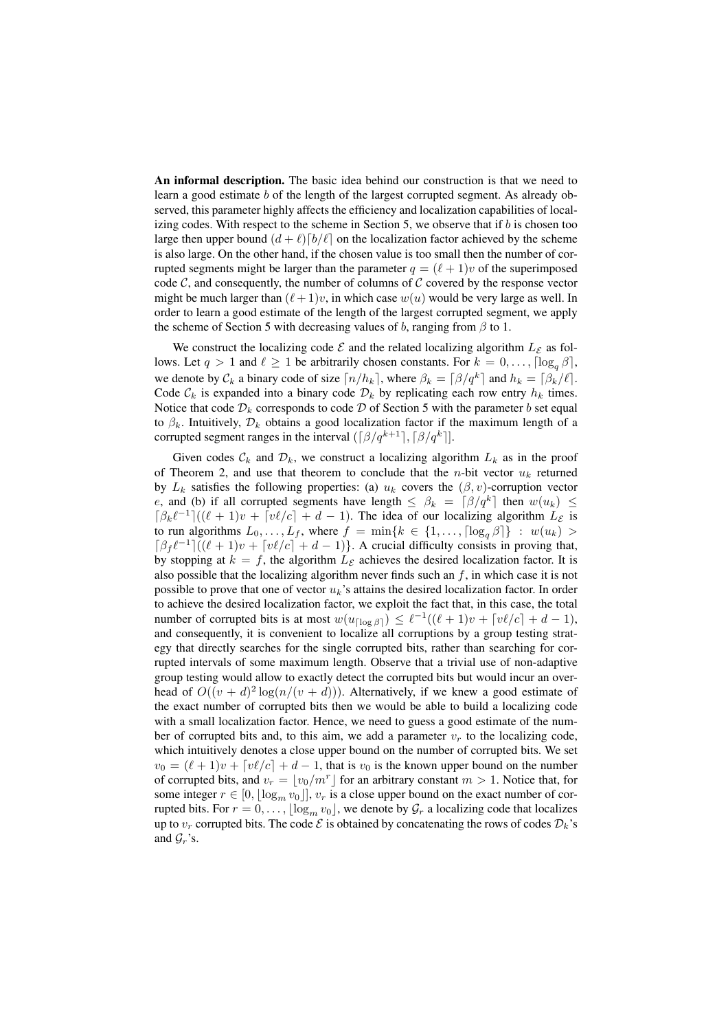**An informal description.** The basic idea behind our construction is that we need to learn a good estimate $b$ of the length of the largest corrupted segment. As already observed, this parameter highly affects the efficiency and localization capabilities of localizing codes. With respect to the scheme in Section 5, we observe that if $b$ is chosen too large then upper bound $(d+\ell)\lceil b/\ell \rceil$ on the localization factor achieved by the scheme is also large. On the other hand, if the chosen value is too small then the number of corrupted segments might be larger than the parameter $q = (\ell+1)v$ of the superimposed code $\mathcal{C}$, and consequently, the number of columns of $\mathcal{C}$ covered by the response vector might be much larger than $(\ell+1)v$, in which case $w(u)$ would be very large as well. In order to learn a good estimate of the length of the largest corrupted segment, we apply the scheme of Section 5 with decreasing values of $b$, ranging from $\beta$ to 1.

We construct the localizing code $\mathcal{E}$ and the related localizing algorithm $L_{\mathcal{E}}$ as follows. Let $q > 1$ and $\ell \geq 1$ be arbitrarily chosen constants. For $k = 0, \ldots, \lceil \log_q \beta \rceil$, we denote by $\mathcal{C}_k$ a binary code of size $\lceil n/h_k \rceil$, where $\beta_k = \lceil \beta/q^k \rceil$ and $h_k = \lceil \beta_k/\ell \rceil$. Code $\mathcal{C}_k$ is expanded into a binary code $\mathcal{D}_k$ by replicating each row entry $h_k$ times. Notice that code $\mathcal{D}_k$ corresponds to code $\mathcal{D}$ of Section 5 with the parameter $b$ set equal to $\beta_k$. Intuitively, $\mathcal{D}_k$ obtains a good localization factor if the maximum length of a corrupted segment ranges in the interval $(\lceil \beta/q^{k+1} \rceil, \lceil \beta/q^k \rceil]$.

Given codes $\mathcal{C}_k$ and $\mathcal{D}_k$, we construct a localizing algorithm $L_k$ as in the proof of Theorem 2, and use that theorem to conclude that the $n$-bit vector $u_k$ returned by $L_k$ satisfies the following properties: (a) $u_k$ covers the $(\beta, v)$-corruption vector $e$, and (b) if all corrupted segments have length $\leq \beta_k = \lceil \beta/q^k \rceil$ then $w(u_k) \leq \lceil \beta_k \ell^{-1} \rceil ((\ell+1)v + \lceil v\ell/c \rceil + d - 1)$. The idea of our localizing algorithm $L_{\mathcal{E}}$ is to run algorithms $L_0, \ldots, L_f$, where $f = \min\{k \in \{1, \ldots, \lceil \log_q \beta \rceil\} \,:\, w(u_k) > \lceil \beta_f \ell^{-1} \rceil ((\ell+1)v + \lceil v\ell/c \rceil + d - 1)\}$. A crucial difficulty consists in proving that, by stopping at $k = f$, the algorithm $L_{\mathcal{E}}$ achieves the desired localization factor. It is also possible that the localizing algorithm never finds such an $f$, in which case it is not possible to prove that one of vector $u_k$'s attains the desired localization factor. In order to achieve the desired localization factor, we exploit the fact that, in this case, the total number of corrupted bits is at most $w(u_{\lceil \log \beta \rceil}) \leq \ell^{-1}((\ell+1)v + \lceil v\ell/c \rceil + d - 1)$, and consequently, it is convenient to localize all corruptions by a group testing strategy that directly searches for the single corrupted bits, rather than searching for corrupted intervals of some maximum length. Observe that a trivial use of non-adaptive group testing would allow to exactly detect the corrupted bits but would incur an overhead of $O((v+d)^2 \log(n/(v+d)))$. Alternatively, if we knew a good estimate of the exact number of corrupted bits then we would be able to build a localizing code with a small localization factor. Hence, we need to guess a good estimate of the number of corrupted bits and, to this aim, we add a parameter $v_r$ to the localizing code, which intuitively denotes a close upper bound on the number of corrupted bits. We set $v_0 = (\ell+1)v + \lceil v\ell/c \rceil + d - 1$, that is $v_0$ is the known upper bound on the number of corrupted bits, and $v_r = \lfloor v_0/m^r \rfloor$ for an arbitrary constant $m > 1$. Notice that, for some integer $r \in [0, \lfloor \log_m v_0 \rfloor]$, $v_r$ is a close upper bound on the exact number of corrupted bits. For $r = 0, \ldots, \lfloor \log_m v_0 \rfloor$, we denote by $\mathcal{G}_r$ a localizing code that localizes up to $v_r$ corrupted bits. The code $\mathcal{E}$ is obtained by concatenating the rows of codes $\mathcal{D}_k$'s and $\mathcal{G}_r$'s.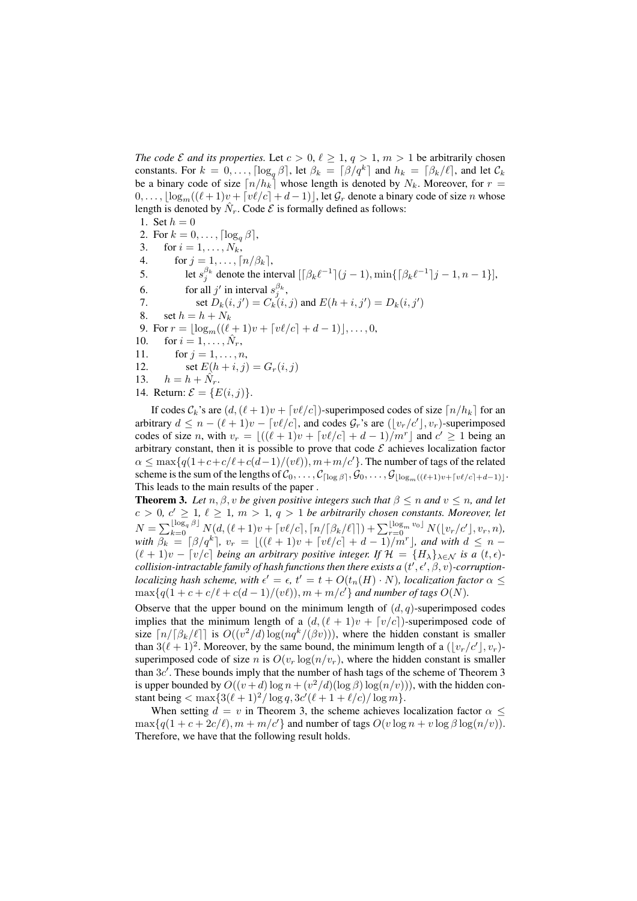*The code $\mathcal{E}$ and its properties.* Let $c > 0$, $\ell \geq 1$, $q > 1$, $m > 1$ be arbitrarily chosen constants. For $k = 0, \ldots, \lceil \log_q \beta \rceil$, let $\beta_k = \lceil \beta/q^k \rceil$ and $h_k = \lceil \beta_k/\ell \rceil$, and let $\mathcal{C}_k$ be a binary code of size $\lceil n/h_k \rceil$ whose length is denoted by $N_k$. Moreover, for $r = 0, \ldots, \lfloor \log_m((\ell+1)v + \lceil v\ell/c \rceil + d - 1) \rfloor$, let $\mathcal{G}_r$ denote a binary code of size $n$ whose length is denoted by $\hat{N}_r$. Code $\mathcal{E}$ is formally defined as follows:

1. Set $h = 0$
2. For $k = 0, \ldots, \lceil \log_q \beta \rceil$,
3. for $i = 1, \ldots, N_k$,
4. for $j = 1, \ldots, \lceil n/\beta_k \rceil$,
5. let $s_j^{\beta_k}$ denote the interval $[\lceil \beta_k \ell^{-1} \rceil (j-1), \min\{\lceil \beta_k \ell^{-1} \rceil j - 1, n-1\}]$,
6. for all $j'$ in interval $s_j^{\beta_k}$,
7. set $D_k(i, j') = C_k(i, j)$ and $E(h+i, j') = D_k(i, j')$
8. set $h = h + N_k$
9. For $r = \lfloor \log_m((\ell+1)v + \lceil v\ell/c \rceil + d - 1) \rfloor, \ldots, 0$,
10. for $i = 1, \ldots, \hat{N}_r$,
11. for $j = 1, \ldots, n$,
12. set $E(h+i, j) = G_r(i, j)$
13. $h = h + \hat{N}_r$.
14. Return: $\mathcal{E} = \{E(i, j)\}$.

If codes $\mathcal{C}_k$'s are $(d, (\ell+1)v + \lceil v\ell/c \rceil)$-superimposed codes of size $\lceil n/h_k \rceil$ for an arbitrary $d \leq n - (\ell+1)v - \lceil v\ell/c \rceil$, and codes $\mathcal{G}_r$'s are $(\lfloor v_r/c' \rfloor, v_r)$-superimposed codes of size $n$, with $v_r = \lfloor ((\ell+1)v + \lceil v\ell/c \rceil + d - 1)/m^r \rfloor$ and $c' \geq 1$ being an arbitrary constant, then it is possible to prove that code $\mathcal{E}$ achieves localization factor $\alpha \leq \max\{q(1 + c + c/\ell + c(d-1)/(v\ell)), m + m/c'\}$. The number of tags of the related scheme is the sum of the lengths of $\mathcal{C}_0, \ldots, \mathcal{C}_{\lceil \log \beta \rceil}, \mathcal{G}_0, \ldots, \mathcal{G}_{\lfloor \log_m((\ell+1)v + \lceil v\ell/c \rceil + d - 1) \rfloor}$. This leads to the main results of the paper .

**Theorem 3.** *Let $n, \beta, v$ be given positive integers such that $\beta \leq n$ and $v \leq n$, and let $c > 0$, $c' \geq 1$, $\ell \geq 1$, $m > 1$, $q > 1$ be arbitrarily chosen constants. Moreover, let $N = \sum_{k=0}^{\lfloor \log_q \beta \rfloor} N(d, (\ell+1)v + \lceil v\ell/c \rceil, \lceil n/\lceil \beta_k/\ell \rceil \rceil) + \sum_{r=0}^{\lfloor \log_m v_0 \rfloor} N(\lfloor v_r/c' \rfloor, v_r, n)$, with $\beta_k = \lceil \beta/q^k \rceil$, $v_r = \lfloor ((\ell+1)v + \lceil v\ell/c \rceil + d - 1)/m^r \rfloor$, and with $d \leq n - (\ell+1)v - \lceil v/c \rceil$ being an arbitrary positive integer. If $\mathcal{H} = \{H_\lambda\}_{\lambda \in \mathcal{N}}$ is a $(t, \epsilon)$-collision-intractable family of hash functions then there exists a $(t', \epsilon', \beta, v)$-corruption-localizing hash scheme, with $\epsilon' = \epsilon$, $t' = t + O(t_n(H) \cdot N)$, localization factor $\alpha \leq \max\{q(1 + c + c/\ell + c(d-1)/(v\ell)), m + m/c'\}$ and number of tags $O(N)$.*

Observe that the upper bound on the minimum length of $(d, q)$-superimposed codes implies that the minimum length of a $(d, (\ell+1)v + \lceil v/c \rceil)$-superimposed code of size $\lceil n/\lceil \beta_k/\ell \rceil \rceil$ is $O((v^2/d) \log(nq^k/(\beta v)))$, where the hidden constant is smaller than $3(\ell+1)^2$. Moreover, by the same bound, the minimum length of a $(\lfloor v_r/c' \rfloor, v_r)$-superimposed code of size $n$ is $O(v_r \log(n/v_r))$, where the hidden constant is smaller than $3c'$. These bounds imply that the number of hash tags of the scheme of Theorem 3 is upper bounded by $O((v+d) \log n + (v^2/d)(\log \beta) \log(n/v)))$, with the hidden constant being $< \max\{3(\ell+1)^2/\log q, 3c'(\ell + 1 + \ell/c)/\log m\}$.

When setting $d = v$ in Theorem 3, the scheme achieves localization factor $\alpha \leq \max\{q(1 + c + 2c/\ell), m + m/c'\}$ and number of tags $O(v \log n + v \log \beta \log(n/v))$. Therefore, we have that the following result holds.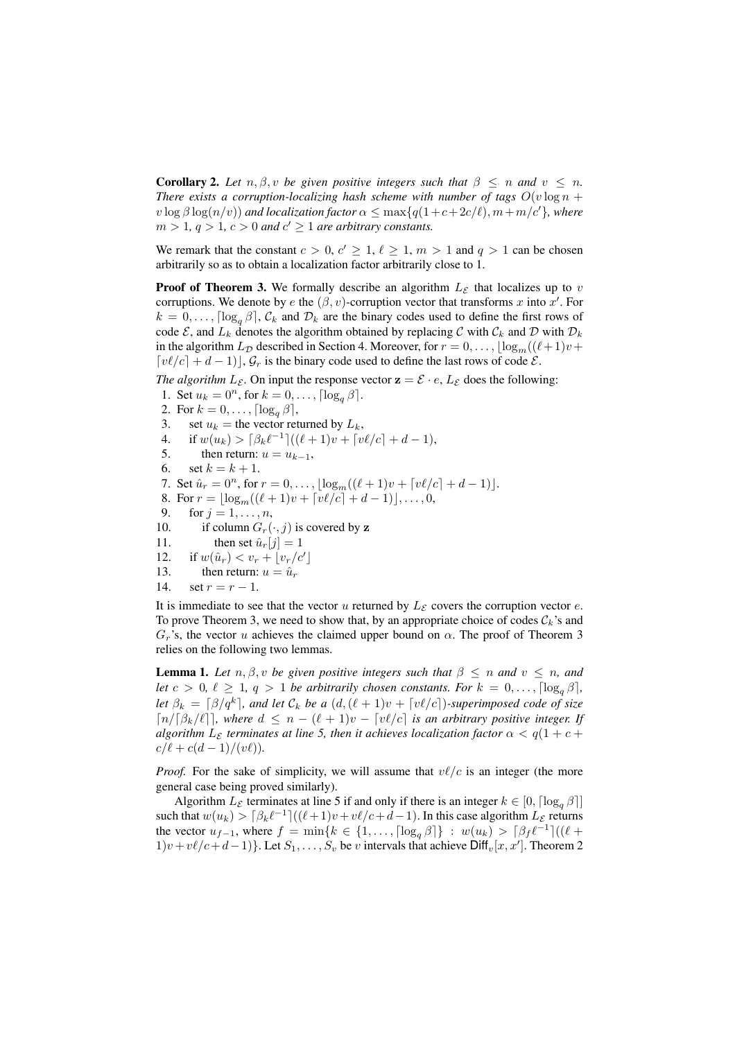**Corollary 2.** *Let $n, \beta, v$ be given positive integers such that $\beta \leq n$ and $v \leq n$. There exists a corruption-localizing hash scheme with number of tags $O(v \log n + v \log \beta \log(n/v))$ and localization factor $\alpha \leq \max\{q(1+c+2c/\ell), m+m/c'\}$, where $m > 1$, $q > 1$, $c > 0$ and $c' \geq 1$ are arbitrary constants.*

We remark that the constant $c > 0$, $c' \geq 1$, $\ell \geq 1$, $m > 1$ and $q > 1$ can be chosen arbitrarily so as to obtain a localization factor arbitrarily close to 1.

**Proof of Theorem 3.** We formally describe an algorithm $L_{\mathcal{E}}$ that localizes up to $v$ corruptions. We denote by $e$ the $(\beta, v)$-corruption vector that transforms $x$ into $x'$. For $k = 0, \ldots, \lceil \log_q \beta \rceil$, $\mathcal{C}_k$ and $\mathcal{D}_k$ are the binary codes used to define the first rows of code $\mathcal{E}$, and $L_k$ denotes the algorithm obtained by replacing $\mathcal{C}$ with $\mathcal{C}_k$ and $\mathcal{D}$ with $\mathcal{D}_k$ in the algorithm $L_{\mathcal{D}}$ described in Section 4. Moreover, for $r = 0, \ldots, \lfloor \log_m((\ell+1)v + \lceil v\ell/c \rceil + d - 1) \rfloor$, $\mathcal{G}_r$ is the binary code used to define the last rows of code $\mathcal{E}$.

*The algorithm $L_{\mathcal{E}}$.* On input the response vector $\mathbf{z} = \mathcal{E} \cdot e$, $L_{\mathcal{E}}$ does the following:

1. Set $u_k = 0^n$, for $k = 0, \ldots, \lceil \log_q \beta \rceil$.
2. For $k = 0, \ldots, \lceil \log_q \beta \rceil$,
3. set $u_k =$ the vector returned by $L_k$,
4. if $w(u_k) > \lceil \beta_k \ell^{-1} \rceil ((\ell+1)v + \lceil v\ell/c \rceil + d - 1)$,
5. then return: $u = u_{k-1}$,
6. set $k = k + 1$.
7. Set $\hat{u}_r = 0^n$, for $r = 0, \ldots, \lfloor \log_m((\ell+1)v + \lceil v\ell/c \rceil + d - 1) \rfloor$.
8. For $r = \lfloor \log_m((\ell+1)v + \lceil v\ell/c \rceil + d - 1) \rfloor, \ldots, 0$,
9. for $j = 1, \ldots, n$,
10. if column $G_r(\cdot, j)$ is covered by $\mathbf{z}$
11. then set $\hat{u}_r[j] = 1$
12. if $w(\hat{u}_r) < v_r + \lfloor v_r/c' \rfloor$
13. then return: $u = \hat{u}_r$
14. set $r = r - 1$.

It is immediate to see that the vector $u$ returned by $L_{\mathcal{E}}$ covers the corruption vector $e$. To prove Theorem 3, we need to show that, by an appropriate choice of codes $\mathcal{C}_k$'s and $G_r$'s, the vector $u$ achieves the claimed upper bound on $\alpha$. The proof of Theorem 3 relies on the following two lemmas.

**Lemma 1.** *Let $n, \beta, v$ be given positive integers such that $\beta \leq n$ and $v \leq n$, and let $c > 0$, $\ell \geq 1$, $q > 1$ be arbitrarily chosen constants. For $k = 0, \ldots, \lceil \log_q \beta \rceil$, let $\beta_k = \lceil \beta/q^k \rceil$, and let $\mathcal{C}_k$ be a $(d, (\ell+1)v + \lceil v\ell/c \rceil)$-superimposed code of size $\lceil n/\lceil \beta_k/\ell \rceil \rceil$, where $d \leq n - (\ell+1)v - \lceil v\ell/c \rceil$ is an arbitrary positive integer. If algorithm $L_{\mathcal{E}}$ terminates at line 5, then it achieves localization factor $\alpha < q(1 + c + c/\ell + c(d-1)/(v\ell))$.*

*Proof.* For the sake of simplicity, we will assume that $v\ell/c$ is an integer (the more general case being proved similarly).

Algorithm $L_{\mathcal{E}}$ terminates at line 5 if and only if there is an integer $k \in [0, \lceil \log_q \beta \rceil]$ such that $w(u_k) > \lceil \beta_k \ell^{-1} \rceil ((\ell+1)v + v\ell/c + d - 1)$. In this case algorithm $L_{\mathcal{E}}$ returns the vector $u_{f-1}$, where $f = \min\{k \in \{1, \ldots, \lceil \log_q \beta \rceil\} : w(u_k) > \lceil \beta_f \ell^{-1} \rceil ((\ell+1)v + v\ell/c + d - 1)\}$. Let $S_1, \ldots, S_v$ be $v$ intervals that achieve $\mathsf{Diff}_v[x, x']$. Theorem 2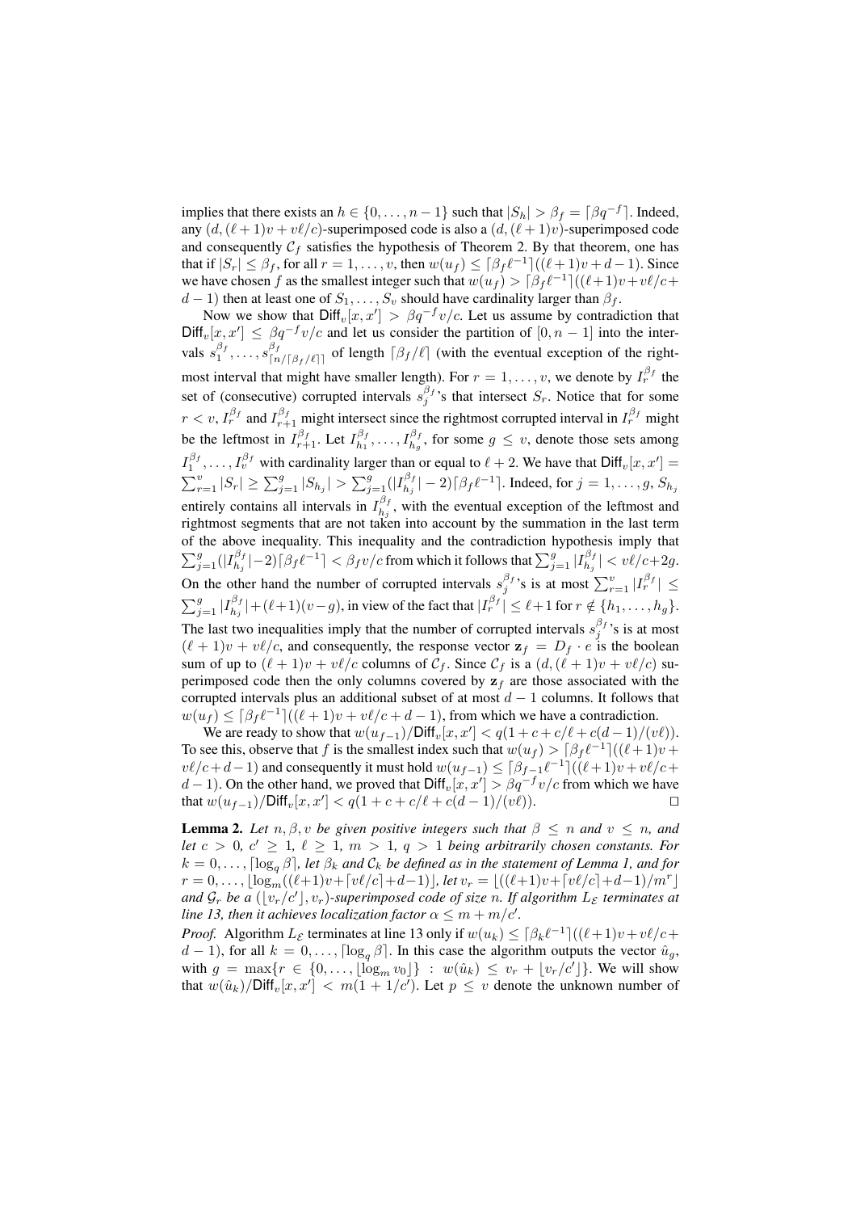implies that there exists an $h \in \{0, \ldots, n-1\}$ such that $|S_h| > \beta_f = \lceil \beta q^{-f} \rceil$. Indeed, any $(d, (\ell+1)v + v\ell/c)$-superimposed code is also a $(d, (\ell+1)v)$-superimposed code and consequently $\mathcal{C}_f$ satisfies the hypothesis of Theorem 2. By that theorem, one has that if $|S_r| \le \beta_f$, for all $r = 1, \ldots, v$, then $w(u_f) \le \lceil \beta_f \ell^{-1} \rceil ((\ell+1)v + d - 1)$. Since we have chosen $f$ as the smallest integer such that $w(u_f) > \lceil \beta_f \ell^{-1} \rceil ((\ell+1)v + v\ell/c + d - 1)$ then at least one of $S_1, \ldots, S_v$ should have cardinality larger than $\beta_f$.

Now we show that $\mathsf{Diff}_v[x, x'] > \beta q^{-f} v/c$. Let us assume by contradiction that $\mathsf{Diff}_v[x, x'] \le \beta q^{-f} v/c$ and let us consider the partition of $[0, n-1]$ into the intervals $s_1^{\beta_f}, \ldots, s_{\lceil n/\lceil \beta_f/\ell \rceil \rceil}^{\beta_f}$ of length $\lceil \beta_f/\ell \rceil$ (with the eventual exception of the rightmost interval that might have smaller length). For $r = 1, \ldots, v$, we denote by $I_r^{\beta_f}$ the set of (consecutive) corrupted intervals $s_j^{\beta_f}$'s that intersect $S_r$. Notice that for some $r < v$, $I_r^{\beta_f}$ and $I_{r+1}^{\beta_f}$ might intersect since the rightmost corrupted interval in $I_r^{\beta_f}$ might be the leftmost in $I_{r+1}^{\beta_f}$. Let $I_{h_1}^{\beta_f}, \ldots, I_{h_g}^{\beta_f}$, for some $g \le v$, denote those sets among $I_1^{\beta_f}, \ldots, I_v^{\beta_f}$ with cardinality larger than or equal to $\ell + 2$. We have that $\mathsf{Diff}_v[x, x'] = \sum_{r=1}^{v} |S_r| \ge \sum_{j=1}^{g} |S_{h_j}| > \sum_{j=1}^{g} (|I_{h_j}^{\beta_f}| - 2) \lceil \beta_f \ell^{-1} \rceil$. Indeed, for $j = 1, \ldots, g$, $S_{h_j}$ entirely contains all intervals in $I_{h_j}^{\beta_f}$, with the eventual exception of the leftmost and rightmost segments that are not taken into account by the summation in the last term of the above inequality. This inequality and the contradiction hypothesis imply that $\sum_{j=1}^{g} (|I_{h_j}^{\beta_f}| - 2) \lceil \beta_f \ell^{-1} \rceil < \beta_f v/c$ from which it follows that $\sum_{j=1}^{g} |I_{h_j}^{\beta_f}| < v\ell/c + 2g$. On the other hand the number of corrupted intervals $s_j^{\beta_f}$'s is at most $\sum_{r=1}^{v} |I_r^{\beta_f}| \le \sum_{j=1}^{g} |I_{h_j}^{\beta_f}| + (\ell+1)(v-g)$, in view of the fact that $|I_r^{\beta_f}| \le \ell + 1$ for $r \notin \{h_1, \ldots, h_g\}$. The last two inequalities imply that the number of corrupted intervals $s_j^{\beta_f}$'s is at most $(\ell+1)v + v\ell/c$, and consequently, the response vector $\mathbf{z}_f = D_f \cdot e$ is the boolean sum of up to $(\ell+1)v + v\ell/c$ columns of $\mathcal{C}_f$. Since $\mathcal{C}_f$ is a $(d, (\ell+1)v + v\ell/c)$ superimposed code then the only columns covered by $\mathbf{z}_f$ are those associated with the corrupted intervals plus an additional subset of at most $d - 1$ columns. It follows that $w(u_f) \le \lceil \beta_f \ell^{-1} \rceil ((\ell+1)v + v\ell/c + d - 1)$, from which we have a contradiction.

We are ready to show that $w(u_{f-1})/\mathsf{Diff}_v[x, x'] < q(1 + c + c/\ell + c(d-1)/(v\ell))$. To see this, observe that $f$ is the smallest index such that $w(u_f) > \lceil \beta_f \ell^{-1} \rceil ((\ell+1)v + v\ell/c + d - 1)$ and consequently it must hold $w(u_{f-1}) \le \lceil \beta_{f-1} \ell^{-1} \rceil ((\ell+1)v + v\ell/c + d - 1)$. On the other hand, we proved that $\mathsf{Diff}_v[x, x'] > \beta q^{-f} v/c$ from which we have that $w(u_{f-1})/\mathsf{Diff}_v[x, x'] < q(1 + c + c/\ell + c(d-1)/(v\ell))$. $\square$

**Lemma 2.** *Let $n, \beta, v$ be given positive integers such that $\beta \le n$ and $v \le n$, and let $c > 0$, $c' \ge 1$, $\ell \ge 1$, $m > 1$, $q > 1$ being arbitrarily chosen constants. For $k = 0, \ldots, \lceil \log_q \beta \rceil$, let $\beta_k$ and $\mathcal{C}_k$ be defined as in the statement of Lemma 1, and for $r = 0, \ldots, \lfloor \log_m((\ell+1)v + \lceil v\ell/c \rceil + d - 1) \rfloor$, let $v_r = \lfloor ((\ell+1)v + \lceil v\ell/c \rceil + d - 1)/m^r \rfloor$ and $\mathcal{G}_r$ be a $(\lfloor v_r/c' \rfloor, v_r)$-superimposed code of size $n$. If algorithm $L_{\mathcal{E}}$ terminates at line 13, then it achieves localization factor $\alpha \le m + m/c'$.*

*Proof.* Algorithm $L_{\mathcal{E}}$ terminates at line 13 only if $w(u_k) \le \lceil \beta_k \ell^{-1} \rceil ((\ell+1)v + v\ell/c + d - 1)$, for all $k = 0, \ldots, \lceil \log_q \beta \rceil$. In this case the algorithm outputs the vector $\hat{u}_g$, with $g = \max\{r \in \{0, \ldots, \lfloor \log_m v_0 \rfloor\} : w(\hat{u}_k) \le v_r + \lfloor v_r/c' \rfloor\}$. We will show that $w(\hat{u}_k)/\mathsf{Diff}_v[x, x'] < m(1 + 1/c')$. Let $p \le v$ denote the unknown number of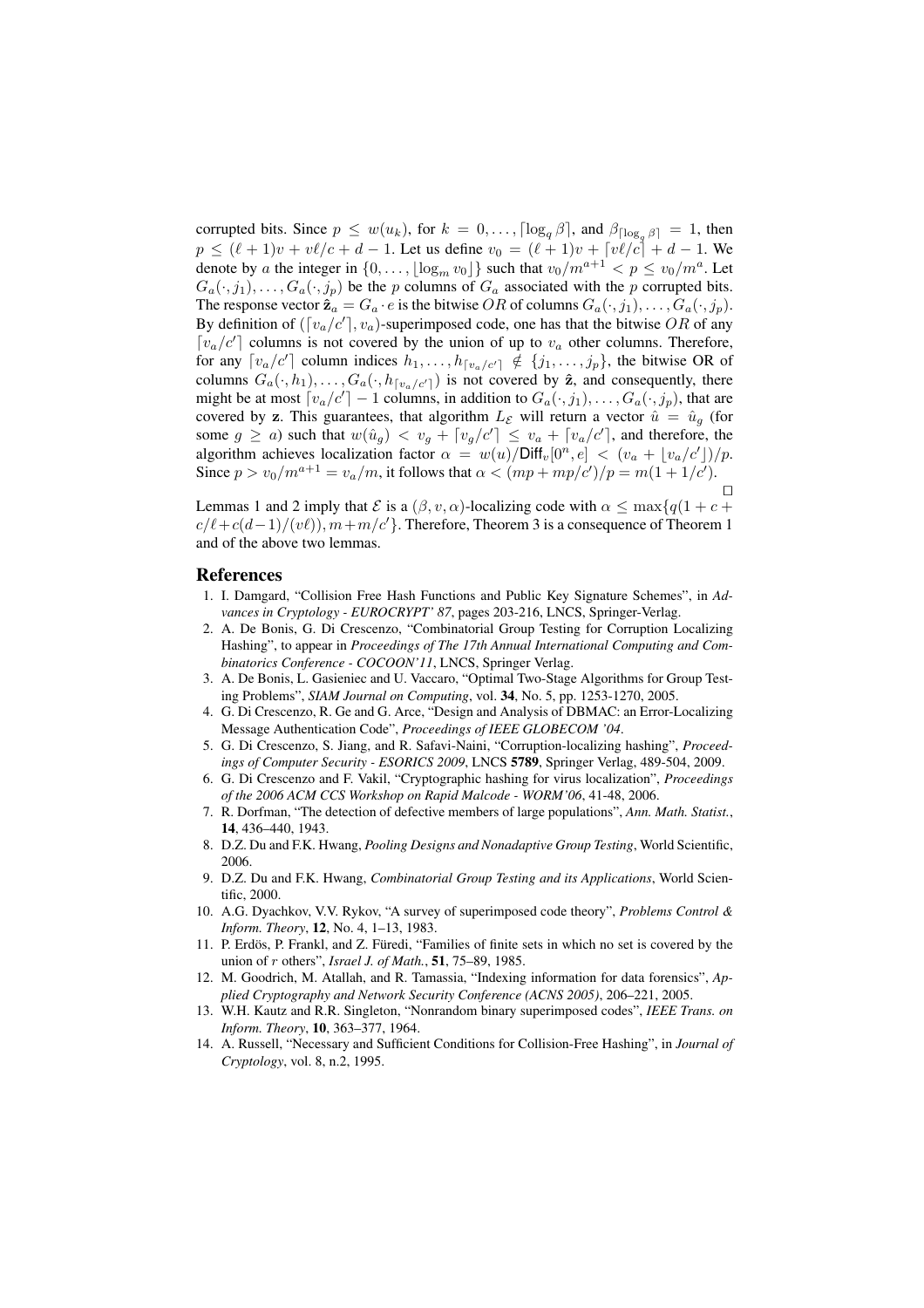corrupted bits. Since $p \leq w(u_k)$, for $k = 0, \ldots, \lceil \log_q \beta \rceil$, and $\beta_{\lceil \log_q \beta \rceil} = 1$, then $p \leq (\ell+1)v + v\ell/c + d - 1$. Let us define $v_0 = (\ell+1)v + \lceil v\ell/c \rceil + d - 1$. We denote by $a$ the integer in $\{0, \ldots, \lfloor \log_m v_0 \rfloor\}$ such that $v_0/m^{a+1} < p \leq v_0/m^a$. Let $G_a(\cdot, j_1), \ldots, G_a(\cdot, j_p)$ be the $p$ columns of $G_a$ associated with the $p$ corrupted bits. The response vector $\hat{\mathbf{z}}_a = G_a \cdot e$ is the bitwise $OR$ of columns $G_a(\cdot, j_1), \ldots, G_a(\cdot, j_p)$. By definition of $(\lceil v_a/c' \rceil, v_a)$-superimposed code, one has that the bitwise $OR$ of any $\lceil v_a/c' \rceil$ columns is not covered by the union of up to $v_a$ other columns. Therefore, for any $\lceil v_a/c' \rceil$ column indices $h_1, \ldots, h_{\lceil v_a/c' \rceil} \notin \{j_1, \ldots, j_p\}$, the bitwise OR of columns $G_a(\cdot, h_1), \ldots, G_a(\cdot, h_{\lceil v_a/c' \rceil})$ is not covered by $\hat{\mathbf{z}}$, and consequently, there might be at most $\lceil v_a/c' \rceil - 1$ columns, in addition to $G_a(\cdot, j_1), \ldots, G_a(\cdot, j_p)$, that are covered by $\mathbf{z}$. This guarantees, that algorithm $L_{\mathcal{E}}$ will return a vector $\hat{u} = \hat{u}_g$ (for some $g \geq a$) such that $w(\hat{u}_g) < v_g + \lceil v_g/c' \rceil \leq v_a + \lceil v_a/c' \rceil$, and therefore, the algorithm achieves localization factor $\alpha = w(u)/\mathsf{Diff}_v[0^n, e] < (v_a + \lfloor v_a/c' \rfloor)/p$. Since $p > v_0/m^{a+1} = v_a/m$, it follows that $\alpha < (mp + mp/c')/p = m(1 + 1/c')$. □

Lemmas 1 and 2 imply that $\mathcal{E}$ is a $(\beta, v, \alpha)$-localizing code with $\alpha \leq \max\{q(1 + c + c/\ell + c(d-1)/(v\ell)), m + m/c'\}$. Therefore, Theorem 3 is a consequence of Theorem 1 and of the above two lemmas.

## References

1. I. Damgard, "Collision Free Hash Functions and Public Key Signature Schemes", in *Advances in Cryptology - EUROCRYPT' 87*, pages 203-216, LNCS, Springer-Verlag.
2. A. De Bonis, G. Di Crescenzo, "Combinatorial Group Testing for Corruption Localizing Hashing", to appear in *Proceedings of The 17th Annual International Computing and Combinatorics Conference - COCOON'11*, LNCS, Springer Verlag.
3. A. De Bonis, L. Gasieniec and U. Vaccaro, "Optimal Two-Stage Algorithms for Group Testing Problems", *SIAM Journal on Computing*, vol. **34**, No. 5, pp. 1253-1270, 2005.
4. G. Di Crescenzo, R. Ge and G. Arce, "Design and Analysis of DBMAC: an Error-Localizing Message Authentication Code", *Proceedings of IEEE GLOBECOM '04*.
5. G. Di Crescenzo, S. Jiang, and R. Safavi-Naini, "Corruption-localizing hashing", *Proceedings of Computer Security - ESORICS 2009*, LNCS **5789**, Springer Verlag, 489-504, 2009.
6. G. Di Crescenzo and F. Vakil, "Cryptographic hashing for virus localization", *Proceedings of the 2006 ACM CCS Workshop on Rapid Malcode - WORM'06*, 41-48, 2006.
7. R. Dorfman, "The detection of defective members of large populations", *Ann. Math. Statist.*, **14**, 436–440, 1943.
8. D.Z. Du and F.K. Hwang, *Pooling Designs and Nonadaptive Group Testing*, World Scientific, 2006.
9. D.Z. Du and F.K. Hwang, *Combinatorial Group Testing and its Applications*, World Scientific, 2000.
10. A.G. Dyachkov, V.V. Rykov, "A survey of superimposed code theory", *Problems Control & Inform. Theory*, **12**, No. 4, 1–13, 1983.
11. P. Erdös, P. Frankl, and Z. Füredi, "Families of finite sets in which no set is covered by the union of $r$ others", *Israel J. of Math.*, **51**, 75–89, 1985.
12. M. Goodrich, M. Atallah, and R. Tamassia, "Indexing information for data forensics", *Applied Cryptography and Network Security Conference (ACNS 2005)*, 206–221, 2005.
13. W.H. Kautz and R.R. Singleton, "Nonrandom binary superimposed codes", *IEEE Trans. on Inform. Theory*, **10**, 363–377, 1964.
14. A. Russell, "Necessary and Sufficient Conditions for Collision-Free Hashing", in *Journal of Cryptology*, vol. 8, n.2, 1995.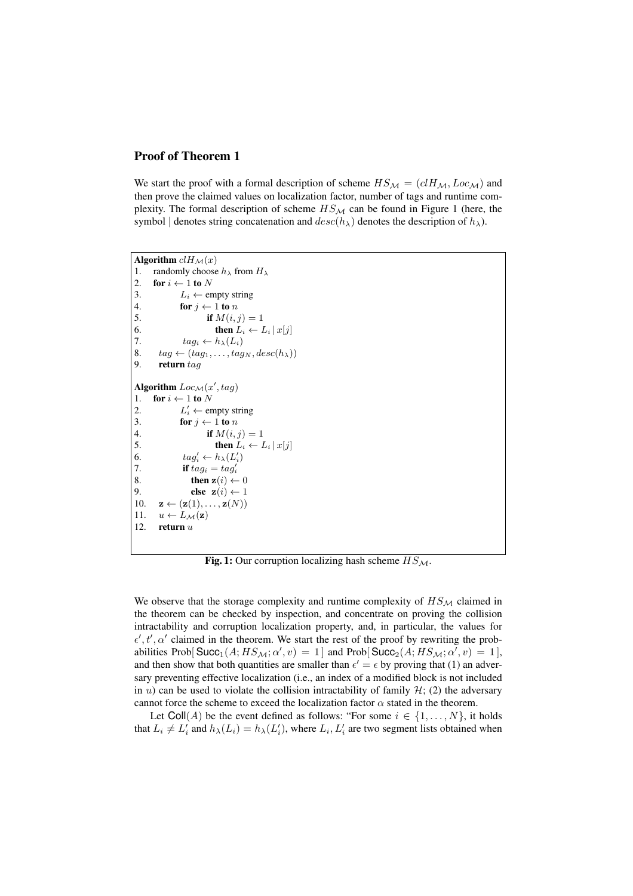## Proof of Theorem 1

We start the proof with a formal description of scheme $HS_{\mathcal{M}} = (clH_{\mathcal{M}}, Loc_{\mathcal{M}})$ and then prove the claimed values on localization factor, number of tags and runtime complexity. The formal description of scheme $HS_{\mathcal{M}}$ can be found in Figure 1 (here, the symbol | denotes string concatenation and $desc(h_\lambda)$ denotes the description of $h_\lambda$).

```
Algorithm clH_M(x)
1.   randomly choose h_λ from H_λ
2.   for i ← 1 to N
3.        L_i ← empty string
4.        for j ← 1 to n
5.             if M(i, j) = 1
6.               then L_i ← L_i | x[j]
7.        tag_i ← h_λ(L_i)
8.   tag ← (tag_1, ..., tag_N, desc(h_λ))
9.   return tag

Algorithm Loc_M(x', tag)
1.   for i ← 1 to N
2.        L'_i ← empty string
3.        for j ← 1 to n
4.             if M(i, j) = 1
5.               then L_i ← L_i | x[j]
6.        tag'_i ← h_λ(L'_i)
7.        if tag_i = tag'_i
8.          then z(i) ← 0
9.          else z(i) ← 1
10.  z ← (z(1), ..., z(N))
11.  u ← L_M(z)
12.  return u
```

**Fig. 1:** Our corruption localizing hash scheme $HS_{\mathcal{M}}$.

We observe that the storage complexity and runtime complexity of $HS_{\mathcal{M}}$ claimed in the theorem can be checked by inspection, and concentrate on proving the collision intractability and corruption localization property, and, in particular, the values for $\epsilon', t', \alpha'$ claimed in the theorem. We start the rest of the proof by rewriting the probabilities Prob[ $\mathsf{Succ}_1(A; HS_{\mathcal{M}}; \alpha', v) = 1$ ] and Prob[ $\mathsf{Succ}_2(A; HS_{\mathcal{M}}; \alpha', v) = 1$ ], and then show that both quantities are smaller than $\epsilon' = \epsilon$ by proving that (1) an adversary preventing effective localization (i.e., an index of a modified block is not included in $u$) can be used to violate the collision intractability of family $\mathcal{H}$; (2) the adversary cannot force the scheme to exceed the localization factor $\alpha$ stated in the theorem.

Let $\mathsf{Coll}(A)$ be the event defined as follows: "For some $i \in \{1, \ldots, N\}$, it holds that $L_i \neq L'_i$ and $h_\lambda(L_i) = h_\lambda(L'_i)$, where $L_i, L'_i$ are two segment lists obtained when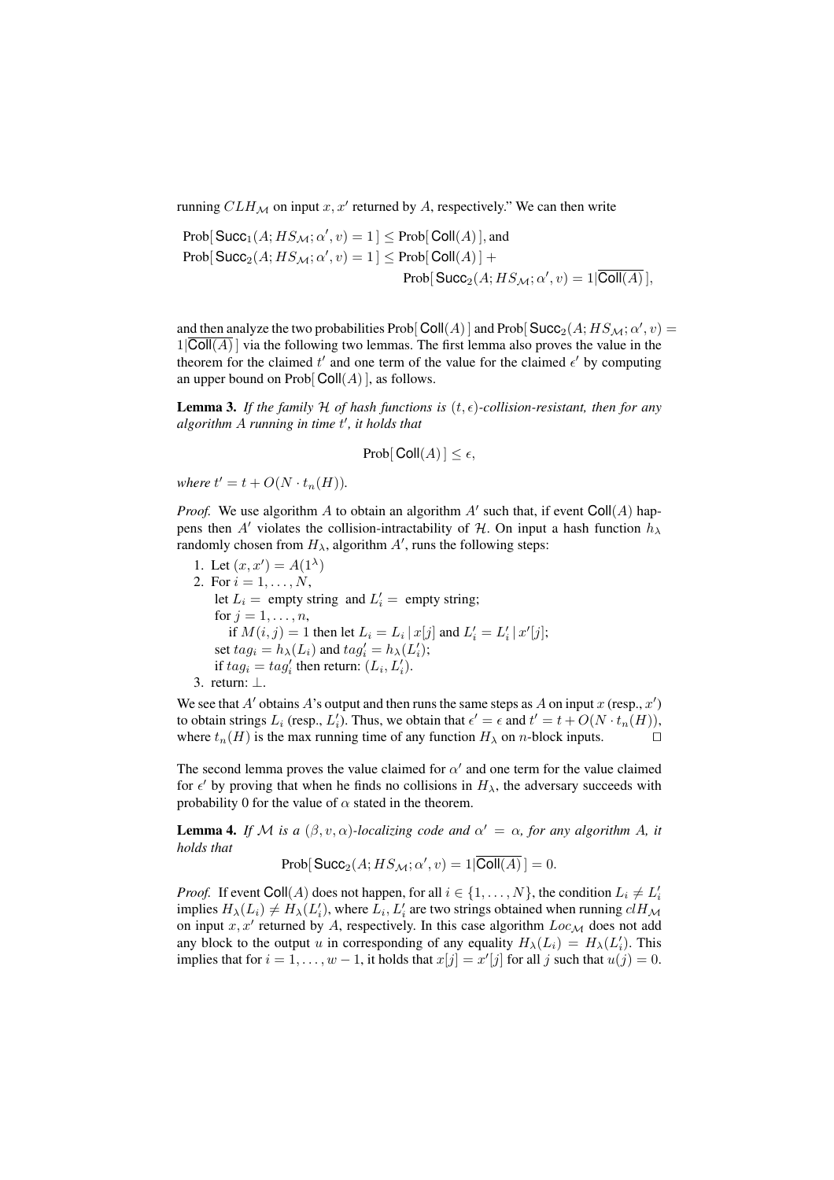running $CLH_{\mathcal{M}}$ on input $x, x'$ returned by $A$, respectively." We can then write

$$\text{Prob}[\,\mathsf{Succ}_1(A; HS_{\mathcal{M}}; \alpha', v) = 1\,] \leq \text{Prob}[\,\mathsf{Coll}(A)\,], \text{ and}$$
$$\text{Prob}[\,\mathsf{Succ}_2(A; HS_{\mathcal{M}}; \alpha', v) = 1\,] \leq \text{Prob}[\,\mathsf{Coll}(A)\,] + \text{Prob}[\,\mathsf{Succ}_2(A; HS_{\mathcal{M}}; \alpha', v) = 1 | \overline{\mathsf{Coll}(A)}\,],$$

and then analyze the two probabilities $\text{Prob}[\,\mathsf{Coll}(A)\,]$ and $\text{Prob}[\,\mathsf{Succ}_2(A; HS_{\mathcal{M}}; \alpha', v) = 1 | \overline{\mathsf{Coll}(A)}\,]$ via the following two lemmas. The first lemma also proves the value in the theorem for the claimed $t'$ and one term of the value for the claimed $\epsilon'$ by computing an upper bound on $\text{Prob}[\,\mathsf{Coll}(A)\,]$, as follows.

**Lemma 3.** *If the family $\mathcal{H}$ of hash functions is $(t, \epsilon)$-collision-resistant, then for any algorithm $A$ running in time $t'$, it holds that*

$$\text{Prob}[\,\mathsf{Coll}(A)\,] \leq \epsilon,$$

*where $t' = t + O(N \cdot t_n(H))$.*

*Proof.* We use algorithm $A$ to obtain an algorithm $A'$ such that, if event $\mathsf{Coll}(A)$ happens then $A'$ violates the collision-intractability of $\mathcal{H}$. On input a hash function $h_\lambda$ randomly chosen from $H_\lambda$, algorithm $A'$, runs the following steps:

1. Let $(x, x') = A(1^\lambda)$
2. For $i = 1, \ldots, N$,
   let $L_i =$ empty string and $L'_i =$ empty string;
   for $j = 1, \ldots, n$,
      if $M(i, j) = 1$ then let $L_i = L_i \,|\, x[j]$ and $L'_i = L'_i \,|\, x'[j]$;
   set $tag_i = h_\lambda(L_i)$ and $tag'_i = h_\lambda(L'_i)$;
   if $tag_i = tag'_i$ then return: $(L_i, L'_i)$.
3. return: $\perp$.

We see that $A'$ obtains $A$'s output and then runs the same steps as $A$ on input $x$ (resp., $x'$) to obtain strings $L_i$ (resp., $L'_i$). Thus, we obtain that $\epsilon' = \epsilon$ and $t' = t + O(N \cdot t_n(H))$, where $t_n(H)$ is the max running time of any function $H_\lambda$ on $n$-block inputs. □

The second lemma proves the value claimed for $\alpha'$ and one term for the value claimed for $\epsilon'$ by proving that when he finds no collisions in $H_\lambda$, the adversary succeeds with probability 0 for the value of $\alpha$ stated in the theorem.

**Lemma 4.** *If $\mathcal{M}$ is a $(\beta, v, \alpha)$-localizing code and $\alpha' = \alpha$, for any algorithm $A$, it holds that*

$$\text{Prob}[\,\mathsf{Succ}_2(A; HS_{\mathcal{M}}; \alpha', v) = 1 | \overline{\mathsf{Coll}(A)}\,] = 0.$$

*Proof.* If event $\mathsf{Coll}(A)$ does not happen, for all $i \in \{1, \ldots, N\}$, the condition $L_i \neq L'_i$ implies $H_\lambda(L_i) \neq H_\lambda(L'_i)$, where $L_i, L'_i$ are two strings obtained when running $clH_{\mathcal{M}}$ on input $x, x'$ returned by $A$, respectively. In this case algorithm $Loc_{\mathcal{M}}$ does not add any block to the output $u$ in corresponding of any equality $H_\lambda(L_i) = H_\lambda(L'_i)$. This implies that for $i = 1, \ldots, w-1$, it holds that $x[j] = x'[j]$ for all $j$ such that $u(j) = 0$.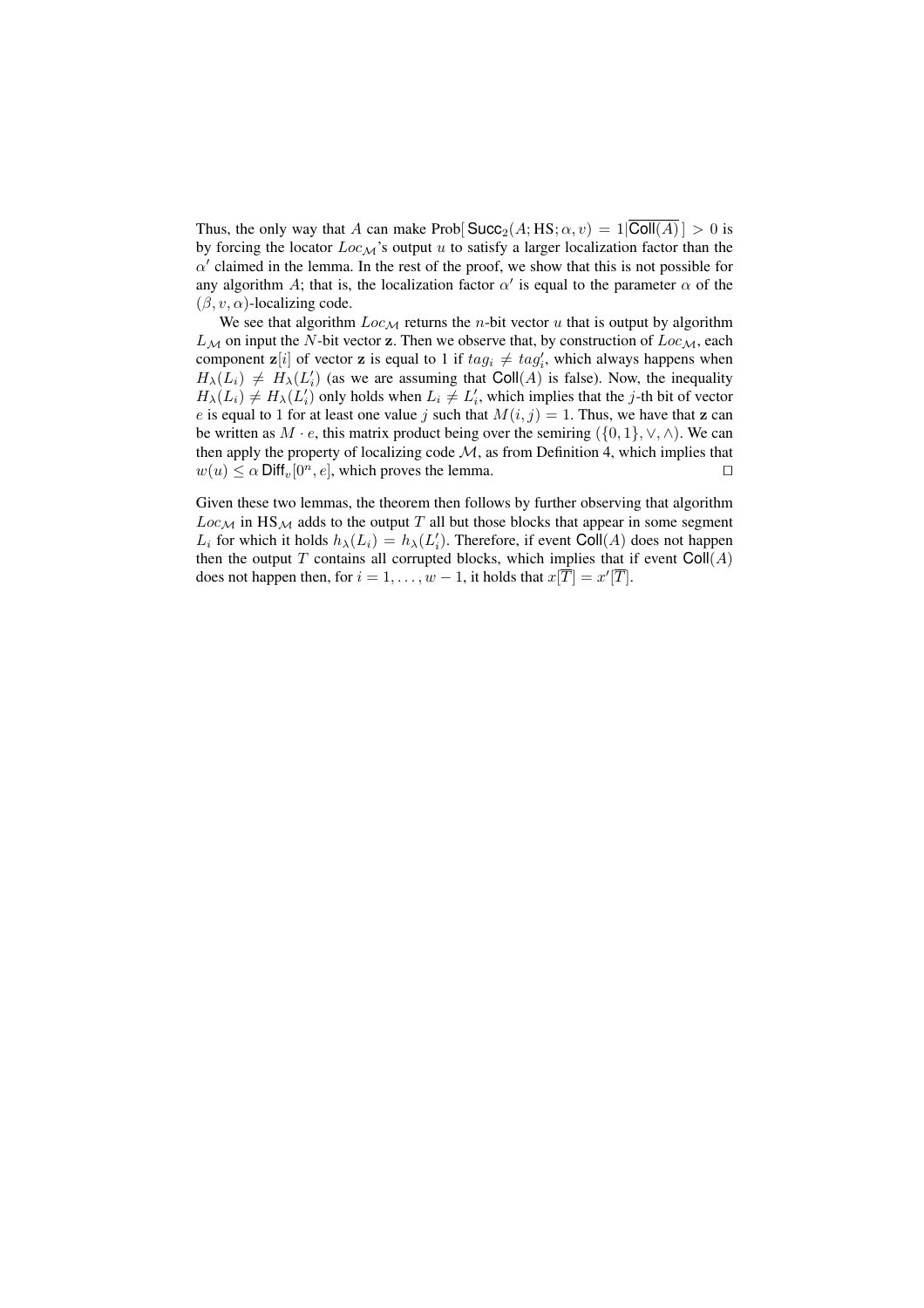Thus, the only way that $A$ can make Prob[ $\mathsf{Succ}_2(A; \mathrm{HS}; \alpha, v) = 1 | \overline{\mathsf{Coll}(A)}$ ] $> 0$ is by forcing the locator $Loc_{\mathcal{M}}$'s output $u$ to satisfy a larger localization factor than the $\alpha'$ claimed in the lemma. In the rest of the proof, we show that this is not possible for any algorithm $A$; that is, the localization factor $\alpha'$ is equal to the parameter $\alpha$ of the $(\beta, v, \alpha)$-localizing code.

We see that algorithm $Loc_{\mathcal{M}}$ returns the $n$-bit vector $u$ that is output by algorithm $L_{\mathcal{M}}$ on input the $N$-bit vector $\mathbf{z}$. Then we observe that, by construction of $Loc_{\mathcal{M}}$, each component $\mathbf{z}[i]$ of vector $\mathbf{z}$ is equal to 1 if $tag_i \neq tag'_i$, which always happens when $H_\lambda(L_i) \neq H_\lambda(L'_i)$ (as we are assuming that $\mathsf{Coll}(A)$ is false). Now, the inequality $H_\lambda(L_i) \neq H_\lambda(L'_i)$ only holds when $L_i \neq L'_i$, which implies that the $j$-th bit of vector $e$ is equal to 1 for at least one value $j$ such that $M(i, j) = 1$. Thus, we have that $\mathbf{z}$ can be written as $M \cdot e$, this matrix product being over the semiring $(\{0, 1\}, \vee, \wedge)$. We can then apply the property of localizing code $\mathcal{M}$, as from Definition 4, which implies that $w(u) \leq \alpha \, \mathsf{Diff}_v[0^n, e]$, which proves the lemma. □

Given these two lemmas, the theorem then follows by further observing that algorithm $Loc_{\mathcal{M}}$ in $\mathrm{HS}_{\mathcal{M}}$ adds to the output $T$ all but those blocks that appear in some segment $L_i$ for which it holds $h_\lambda(L_i) = h_\lambda(L'_i)$. Therefore, if event $\mathsf{Coll}(A)$ does not happen then the output $T$ contains all corrupted blocks, which implies that if event $\mathsf{Coll}(A)$ does not happen then, for $i = 1, \ldots, w-1$, it holds that $x[\overline{T}] = x'[\overline{T}]$.